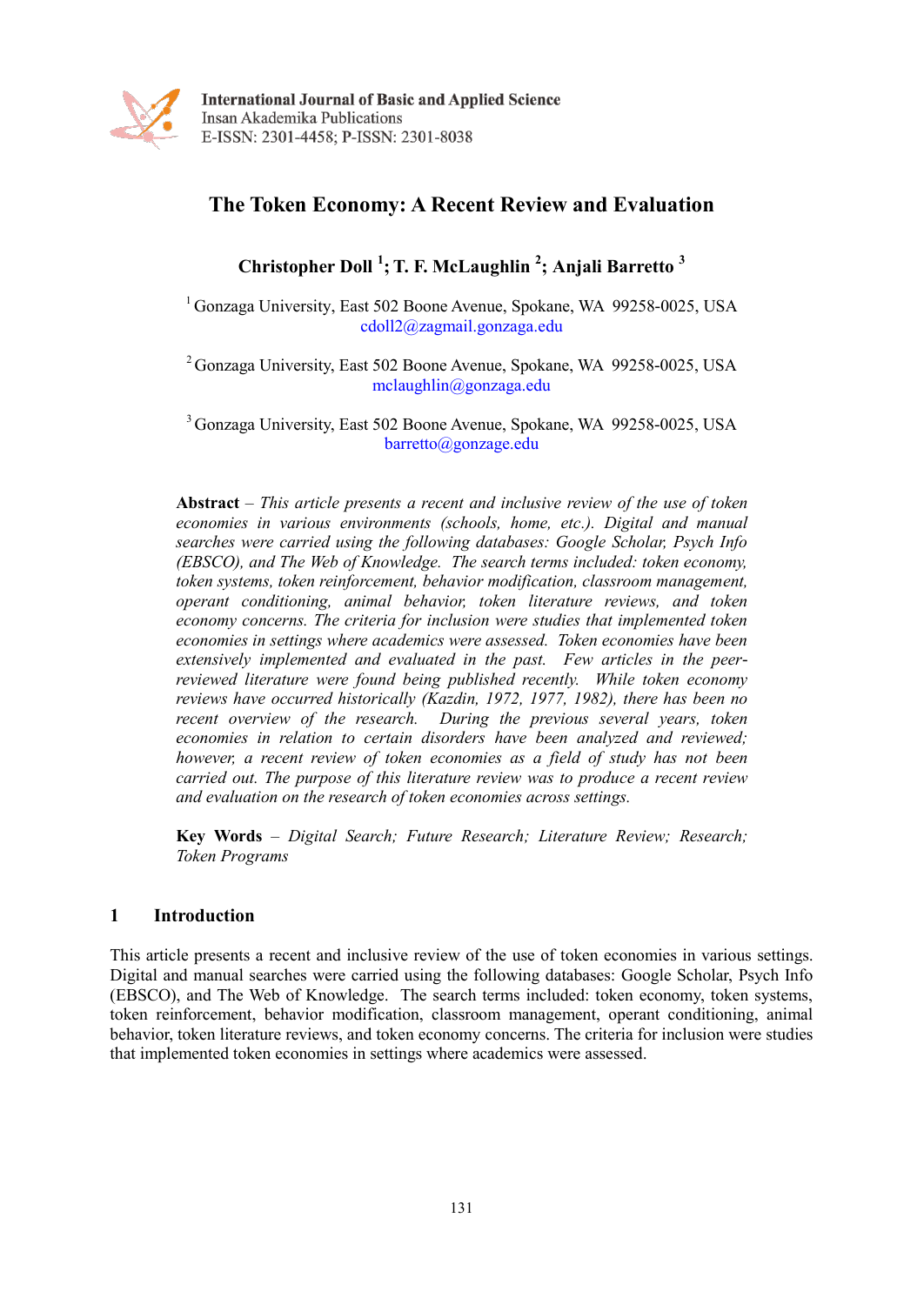International Journal of Basic and Applied Science
Insan Akademika Publications
E-ISSN: 2301-4458; P-ISSN: 2301-8038

# The Token Economy: A Recent Review and Evaluation

**Christopher Doll [1]; T. F. McLaughlin [2]; Anjali Barretto [3]**

[1] Gonzaga University, East 502 Boone Avenue, Spokane, WA 99258-0025, USA
cdoll2@zagmail.gonzaga.edu

[2] Gonzaga University, East 502 Boone Avenue, Spokane, WA 99258-0025, USA
mclaughlin@gonzaga.edu

[3] Gonzaga University, East 502 Boone Avenue, Spokane, WA 99258-0025, USA
barretto@gonzage.edu

**Abstract** – *This article presents a recent and inclusive review of the use of token economies in various environments (schools, home, etc.). Digital and manual searches were carried using the following databases: Google Scholar, Psych Info (EBSCO), and The Web of Knowledge. The search terms included: token economy, token systems, token reinforcement, behavior modification, classroom management, operant conditioning, animal behavior, token literature reviews, and token economy concerns. The criteria for inclusion were studies that implemented token economies in settings where academics were assessed. Token economies have been extensively implemented and evaluated in the past. Few articles in the peer-reviewed literature were found being published recently. While token economy reviews have occurred historically (Kazdin, 1972, 1977, 1982), there has been no recent overview of the research. During the previous several years, token economies in relation to certain disorders have been analyzed and reviewed; however, a recent review of token economies as a field of study has not been carried out. The purpose of this literature review was to produce a recent review and evaluation on the research of token economies across settings.*

**Key Words** – *Digital Search; Future Research; Literature Review; Research; Token Programs*

## 1 Introduction

This article presents a recent and inclusive review of the use of token economies in various settings. Digital and manual searches were carried using the following databases: Google Scholar, Psych Info (EBSCO), and The Web of Knowledge. The search terms included: token economy, token systems, token reinforcement, behavior modification, classroom management, operant conditioning, animal behavior, token literature reviews, and token economy concerns. The criteria for inclusion were studies that implemented token economies in settings where academics were assessed.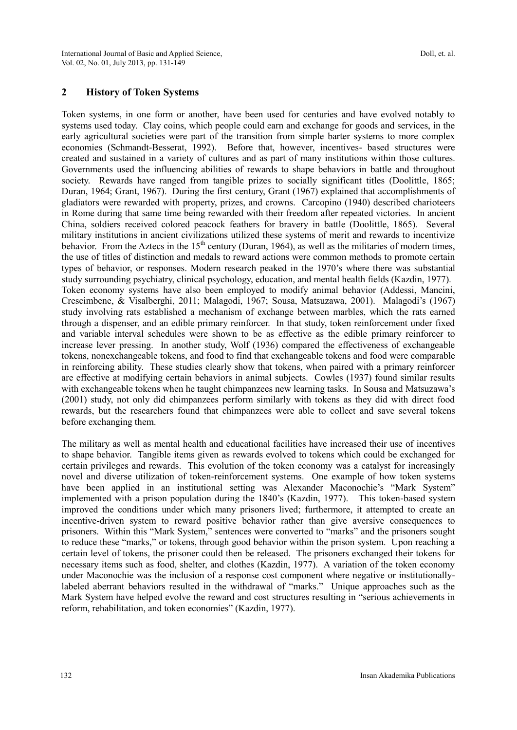## 2 History of Token Systems

Token systems, in one form or another, have been used for centuries and have evolved notably to systems used today. Clay coins, which people could earn and exchange for goods and services, in the early agricultural societies were part of the transition from simple barter systems to more complex economies (Schmandt-Besserat, 1992). Before that, however, incentives- based structures were created and sustained in a variety of cultures and as part of many institutions within those cultures. Governments used the influencing abilities of rewards to shape behaviors in battle and throughout society. Rewards have ranged from tangible prizes to socially significant titles (Doolittle, 1865; Duran, 1964; Grant, 1967). During the first century, Grant (1967) explained that accomplishments of gladiators were rewarded with property, prizes, and crowns. Carcopino (1940) described charioteers in Rome during that same time being rewarded with their freedom after repeated victories. In ancient China, soldiers received colored peacock feathers for bravery in battle (Doolittle, 1865). Several military institutions in ancient civilizations utilized these systems of merit and rewards to incentivize behavior. From the Aztecs in the 15th century (Duran, 1964), as well as the militaries of modern times, the use of titles of distinction and medals to reward actions were common methods to promote certain types of behavior, or responses. Modern research peaked in the 1970's where there was substantial study surrounding psychiatry, clinical psychology, education, and mental health fields (Kazdin, 1977). Token economy systems have also been employed to modify animal behavior (Addessi, Mancini, Crescimbene, & Visalberghi, 2011; Malagodi, 1967; Sousa, Matsuzawa, 2001). Malagodi's (1967) study involving rats established a mechanism of exchange between marbles, which the rats earned through a dispenser, and an edible primary reinforcer. In that study, token reinforcement under fixed and variable interval schedules were shown to be as effective as the edible primary reinforcer to increase lever pressing. In another study, Wolf (1936) compared the effectiveness of exchangeable tokens, nonexchangeable tokens, and food to find that exchangeable tokens and food were comparable in reinforcing ability. These studies clearly show that tokens, when paired with a primary reinforcer are effective at modifying certain behaviors in animal subjects. Cowles (1937) found similar results with exchangeable tokens when he taught chimpanzees new learning tasks. In Sousa and Matsuzawa's (2001) study, not only did chimpanzees perform similarly with tokens as they did with direct food rewards, but the researchers found that chimpanzees were able to collect and save several tokens before exchanging them.

The military as well as mental health and educational facilities have increased their use of incentives to shape behavior. Tangible items given as rewards evolved to tokens which could be exchanged for certain privileges and rewards. This evolution of the token economy was a catalyst for increasingly novel and diverse utilization of token-reinforcement systems. One example of how token systems have been applied in an institutional setting was Alexander Maconochie's "Mark System" implemented with a prison population during the 1840's (Kazdin, 1977). This token-based system improved the conditions under which many prisoners lived; furthermore, it attempted to create an incentive-driven system to reward positive behavior rather than give aversive consequences to prisoners. Within this "Mark System," sentences were converted to "marks" and the prisoners sought to reduce these "marks," or tokens, through good behavior within the prison system. Upon reaching a certain level of tokens, the prisoner could then be released. The prisoners exchanged their tokens for necessary items such as food, shelter, and clothes (Kazdin, 1977). A variation of the token economy under Maconochie was the inclusion of a response cost component where negative or institutionally-labeled aberrant behaviors resulted in the withdrawal of "marks." Unique approaches such as the Mark System have helped evolve the reward and cost structures resulting in "serious achievements in reform, rehabilitation, and token economies" (Kazdin, 1977).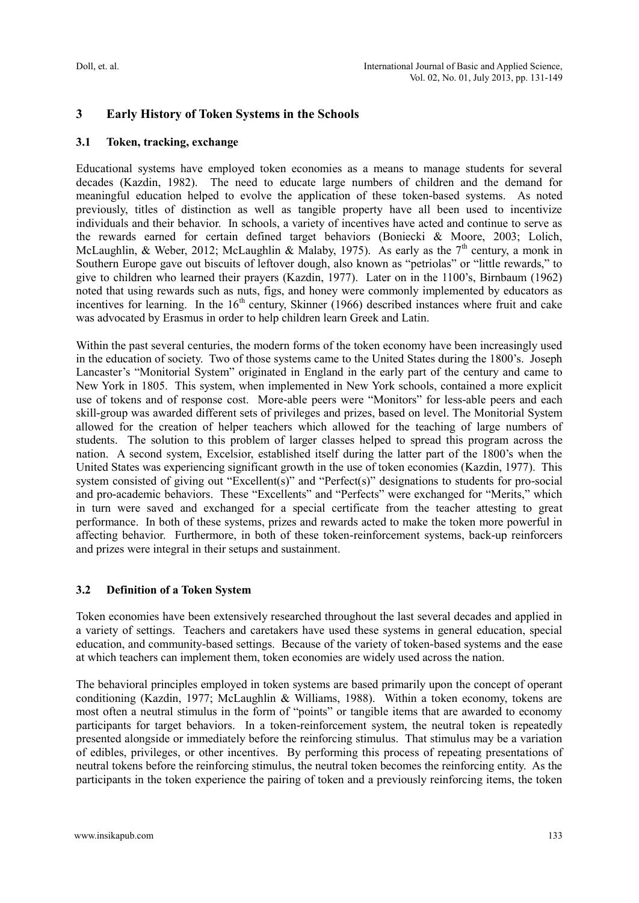## 3 Early History of Token Systems in the Schools

### 3.1 Token, tracking, exchange

Educational systems have employed token economies as a means to manage students for several decades (Kazdin, 1982). The need to educate large numbers of children and the demand for meaningful education helped to evolve the application of these token-based systems. As noted previously, titles of distinction as well as tangible property have all been used to incentivize individuals and their behavior. In schools, a variety of incentives have acted and continue to serve as the rewards earned for certain defined target behaviors (Boniecki & Moore, 2003; Lolich, McLaughlin, & Weber, 2012; McLaughlin & Malaby, 1975). As early as the 7th century, a monk in Southern Europe gave out biscuits of leftover dough, also known as "petriolas" or "little rewards," to give to children who learned their prayers (Kazdin, 1977). Later on in the 1100's, Birnbaum (1962) noted that using rewards such as nuts, figs, and honey were commonly implemented by educators as incentives for learning. In the 16th century, Skinner (1966) described instances where fruit and cake was advocated by Erasmus in order to help children learn Greek and Latin.

Within the past several centuries, the modern forms of the token economy have been increasingly used in the education of society. Two of those systems came to the United States during the 1800's. Joseph Lancaster's "Monitorial System" originated in England in the early part of the century and came to New York in 1805. This system, when implemented in New York schools, contained a more explicit use of tokens and of response cost. More-able peers were "Monitors" for less-able peers and each skill-group was awarded different sets of privileges and prizes, based on level. The Monitorial System allowed for the creation of helper teachers which allowed for the teaching of large numbers of students. The solution to this problem of larger classes helped to spread this program across the nation. A second system, Excelsior, established itself during the latter part of the 1800's when the United States was experiencing significant growth in the use of token economies (Kazdin, 1977). This system consisted of giving out "Excellent(s)" and "Perfect(s)" designations to students for pro-social and pro-academic behaviors. These "Excellents" and "Perfects" were exchanged for "Merits," which in turn were saved and exchanged for a special certificate from the teacher attesting to great performance. In both of these systems, prizes and rewards acted to make the token more powerful in affecting behavior. Furthermore, in both of these token-reinforcement systems, back-up reinforcers and prizes were integral in their setups and sustainment.

### 3.2 Definition of a Token System

Token economies have been extensively researched throughout the last several decades and applied in a variety of settings. Teachers and caretakers have used these systems in general education, special education, and community-based settings. Because of the variety of token-based systems and the ease at which teachers can implement them, token economies are widely used across the nation.

The behavioral principles employed in token systems are based primarily upon the concept of operant conditioning (Kazdin, 1977; McLaughlin & Williams, 1988). Within a token economy, tokens are most often a neutral stimulus in the form of "points" or tangible items that are awarded to economy participants for target behaviors. In a token-reinforcement system, the neutral token is repeatedly presented alongside or immediately before the reinforcing stimulus. That stimulus may be a variation of edibles, privileges, or other incentives. By performing this process of repeating presentations of neutral tokens before the reinforcing stimulus, the neutral token becomes the reinforcing entity. As the participants in the token experience the pairing of token and a previously reinforcing items, the token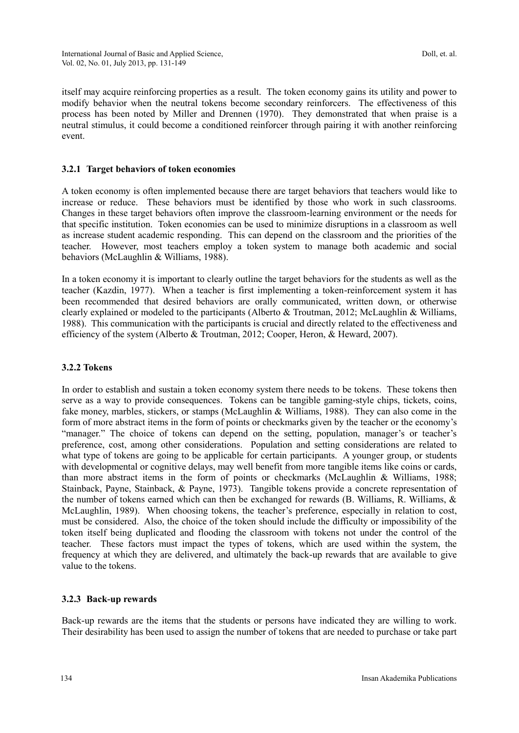itself may acquire reinforcing properties as a result. The token economy gains its utility and power to modify behavior when the neutral tokens become secondary reinforcers. The effectiveness of this process has been noted by Miller and Drennen (1970). They demonstrated that when praise is a neutral stimulus, it could become a conditioned reinforcer through pairing it with another reinforcing event.

### 3.2.1 Target behaviors of token economies

A token economy is often implemented because there are target behaviors that teachers would like to increase or reduce. These behaviors must be identified by those who work in such classrooms. Changes in these target behaviors often improve the classroom-learning environment or the needs for that specific institution. Token economies can be used to minimize disruptions in a classroom as well as increase student academic responding. This can depend on the classroom and the priorities of the teacher. However, most teachers employ a token system to manage both academic and social behaviors (McLaughlin & Williams, 1988).

In a token economy it is important to clearly outline the target behaviors for the students as well as the teacher (Kazdin, 1977). When a teacher is first implementing a token-reinforcement system it has been recommended that desired behaviors are orally communicated, written down, or otherwise clearly explained or modeled to the participants (Alberto & Troutman, 2012; McLaughlin & Williams, 1988). This communication with the participants is crucial and directly related to the effectiveness and efficiency of the system (Alberto & Troutman, 2012; Cooper, Heron, & Heward, 2007).

### 3.2.2 Tokens

In order to establish and sustain a token economy system there needs to be tokens. These tokens then serve as a way to provide consequences. Tokens can be tangible gaming-style chips, tickets, coins, fake money, marbles, stickers, or stamps (McLaughlin & Williams, 1988). They can also come in the form of more abstract items in the form of points or checkmarks given by the teacher or the economy's "manager." The choice of tokens can depend on the setting, population, manager's or teacher's preference, cost, among other considerations. Population and setting considerations are related to what type of tokens are going to be applicable for certain participants. A younger group, or students with developmental or cognitive delays, may well benefit from more tangible items like coins or cards, than more abstract items in the form of points or checkmarks (McLaughlin & Williams, 1988; Stainback, Payne, Stainback, & Payne, 1973). Tangible tokens provide a concrete representation of the number of tokens earned which can then be exchanged for rewards (B. Williams, R. Williams, & McLaughlin, 1989). When choosing tokens, the teacher's preference, especially in relation to cost, must be considered. Also, the choice of the token should include the difficulty or impossibility of the token itself being duplicated and flooding the classroom with tokens not under the control of the teacher. These factors must impact the types of tokens, which are used within the system, the frequency at which they are delivered, and ultimately the back-up rewards that are available to give value to the tokens.

### 3.2.3 Back-up rewards

Back-up rewards are the items that the students or persons have indicated they are willing to work. Their desirability has been used to assign the number of tokens that are needed to purchase or take part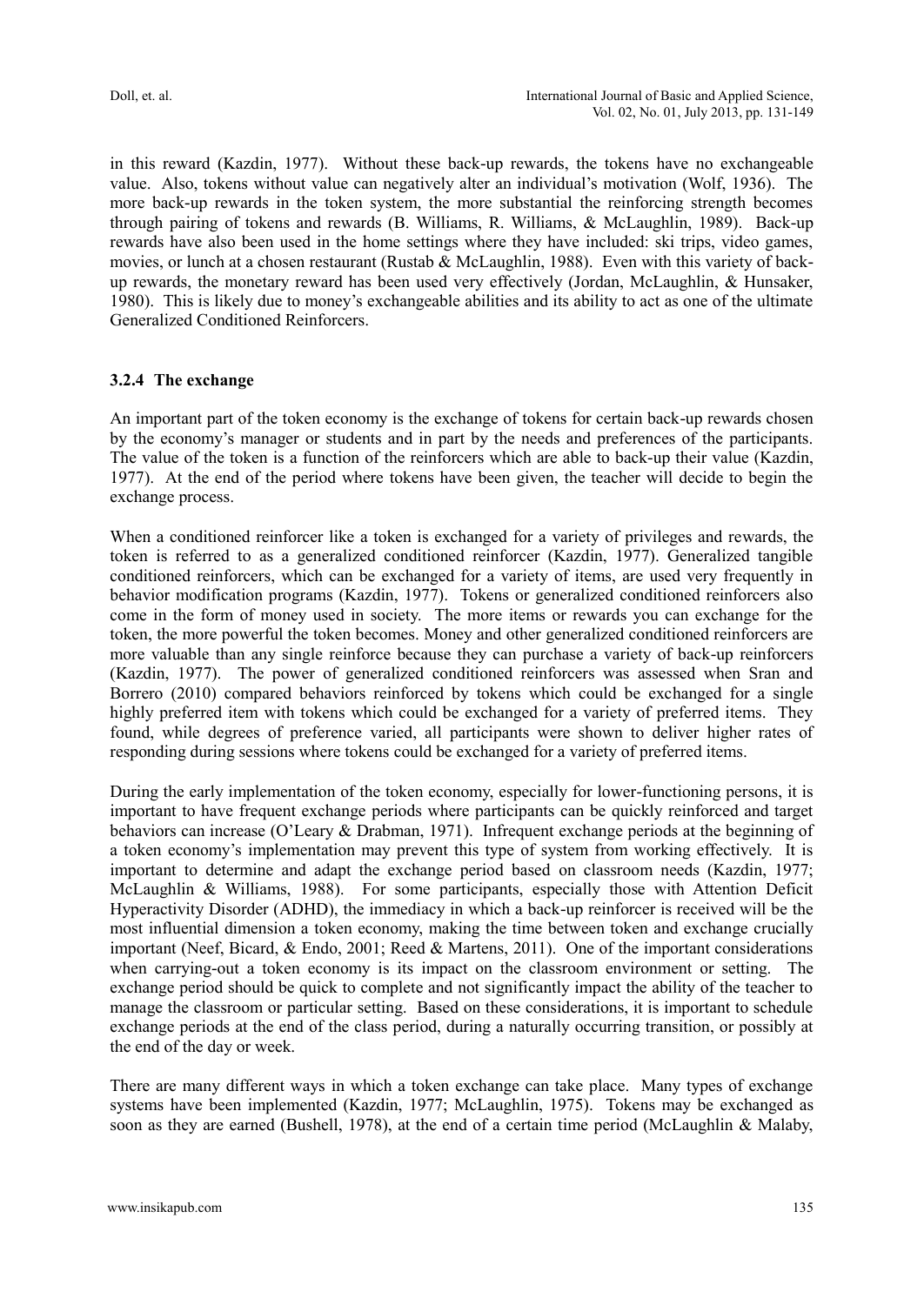in this reward (Kazdin, 1977). Without these back-up rewards, the tokens have no exchangeable value. Also, tokens without value can negatively alter an individual's motivation (Wolf, 1936). The more back-up rewards in the token system, the more substantial the reinforcing strength becomes through pairing of tokens and rewards (B. Williams, R. Williams, & McLaughlin, 1989). Back-up rewards have also been used in the home settings where they have included: ski trips, video games, movies, or lunch at a chosen restaurant (Rustab & McLaughlin, 1988). Even with this variety of back-up rewards, the monetary reward has been used very effectively (Jordan, McLaughlin, & Hunsaker, 1980). This is likely due to money's exchangeable abilities and its ability to act as one of the ultimate Generalized Conditioned Reinforcers.

### 3.2.4 The exchange

An important part of the token economy is the exchange of tokens for certain back-up rewards chosen by the economy's manager or students and in part by the needs and preferences of the participants. The value of the token is a function of the reinforcers which are able to back-up their value (Kazdin, 1977). At the end of the period where tokens have been given, the teacher will decide to begin the exchange process.

When a conditioned reinforcer like a token is exchanged for a variety of privileges and rewards, the token is referred to as a generalized conditioned reinforcer (Kazdin, 1977). Generalized tangible conditioned reinforcers, which can be exchanged for a variety of items, are used very frequently in behavior modification programs (Kazdin, 1977). Tokens or generalized conditioned reinforcers also come in the form of money used in society. The more items or rewards you can exchange for the token, the more powerful the token becomes. Money and other generalized conditioned reinforcers are more valuable than any single reinforce because they can purchase a variety of back-up reinforcers (Kazdin, 1977). The power of generalized conditioned reinforcers was assessed when Sran and Borrero (2010) compared behaviors reinforced by tokens which could be exchanged for a single highly preferred item with tokens which could be exchanged for a variety of preferred items. They found, while degrees of preference varied, all participants were shown to deliver higher rates of responding during sessions where tokens could be exchanged for a variety of preferred items.

During the early implementation of the token economy, especially for lower-functioning persons, it is important to have frequent exchange periods where participants can be quickly reinforced and target behaviors can increase (O'Leary & Drabman, 1971). Infrequent exchange periods at the beginning of a token economy's implementation may prevent this type of system from working effectively. It is important to determine and adapt the exchange period based on classroom needs (Kazdin, 1977; McLaughlin & Williams, 1988). For some participants, especially those with Attention Deficit Hyperactivity Disorder (ADHD), the immediacy in which a back-up reinforcer is received will be the most influential dimension a token economy, making the time between token and exchange crucially important (Neef, Bicard, & Endo, 2001; Reed & Martens, 2011). One of the important considerations when carrying-out a token economy is its impact on the classroom environment or setting. The exchange period should be quick to complete and not significantly impact the ability of the teacher to manage the classroom or particular setting. Based on these considerations, it is important to schedule exchange periods at the end of the class period, during a naturally occurring transition, or possibly at the end of the day or week.

There are many different ways in which a token exchange can take place. Many types of exchange systems have been implemented (Kazdin, 1977; McLaughlin, 1975). Tokens may be exchanged as soon as they are earned (Bushell, 1978), at the end of a certain time period (McLaughlin & Malaby,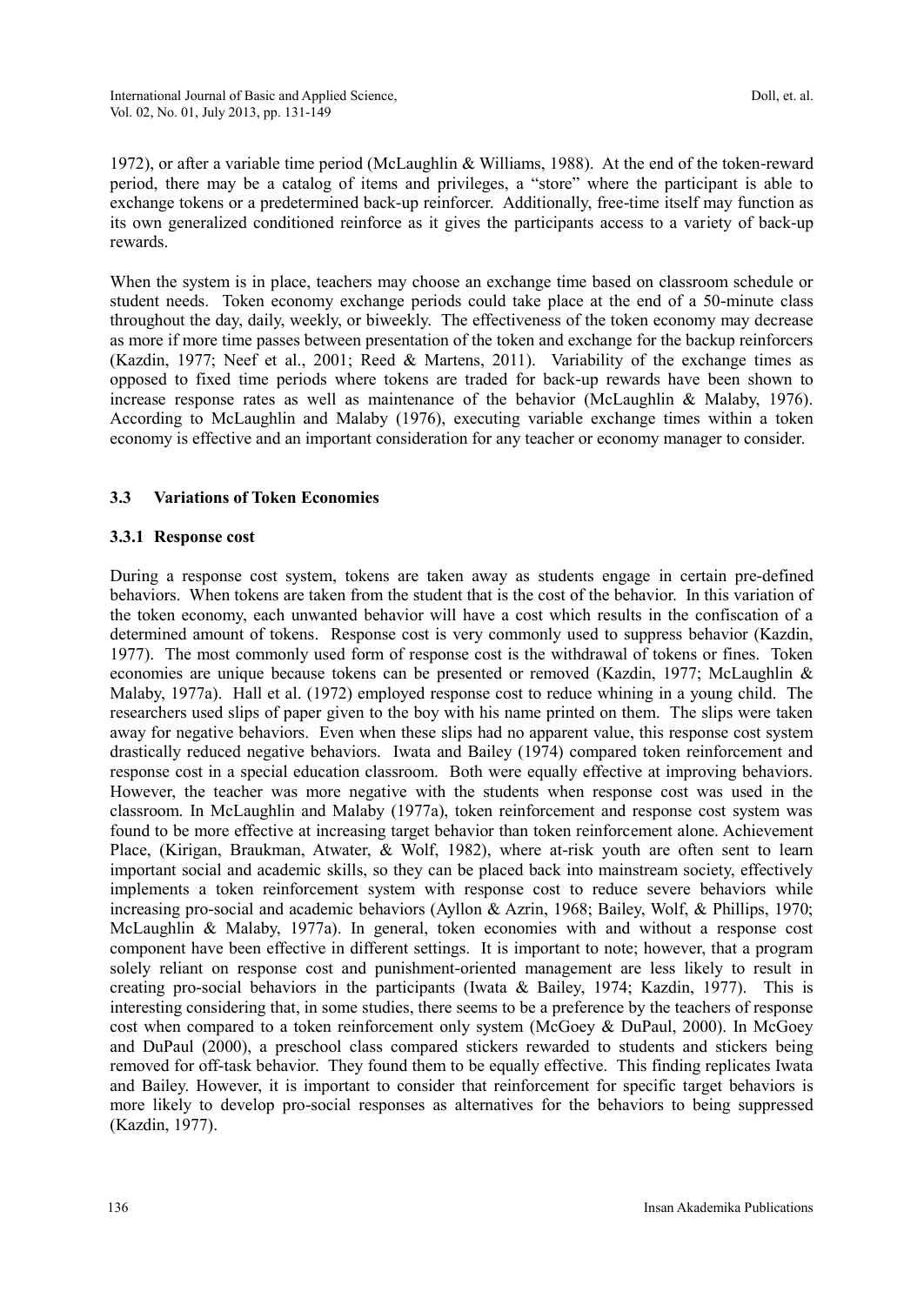1972), or after a variable time period (McLaughlin & Williams, 1988). At the end of the token-reward period, there may be a catalog of items and privileges, a "store" where the participant is able to exchange tokens or a predetermined back-up reinforcer. Additionally, free-time itself may function as its own generalized conditioned reinforce as it gives the participants access to a variety of back-up rewards.

When the system is in place, teachers may choose an exchange time based on classroom schedule or student needs. Token economy exchange periods could take place at the end of a 50-minute class throughout the day, daily, weekly, or biweekly. The effectiveness of the token economy may decrease as more if more time passes between presentation of the token and exchange for the backup reinforcers (Kazdin, 1977; Neef et al., 2001; Reed & Martens, 2011). Variability of the exchange times as opposed to fixed time periods where tokens are traded for back-up rewards have been shown to increase response rates as well as maintenance of the behavior (McLaughlin & Malaby, 1976). According to McLaughlin and Malaby (1976), executing variable exchange times within a token economy is effective and an important consideration for any teacher or economy manager to consider.

### 3.3 Variations of Token Economies

#### 3.3.1 Response cost

During a response cost system, tokens are taken away as students engage in certain pre-defined behaviors. When tokens are taken from the student that is the cost of the behavior. In this variation of the token economy, each unwanted behavior will have a cost which results in the confiscation of a determined amount of tokens. Response cost is very commonly used to suppress behavior (Kazdin, 1977). The most commonly used form of response cost is the withdrawal of tokens or fines. Token economies are unique because tokens can be presented or removed (Kazdin, 1977; McLaughlin & Malaby, 1977a). Hall et al. (1972) employed response cost to reduce whining in a young child. The researchers used slips of paper given to the boy with his name printed on them. The slips were taken away for negative behaviors. Even when these slips had no apparent value, this response cost system drastically reduced negative behaviors. Iwata and Bailey (1974) compared token reinforcement and response cost in a special education classroom. Both were equally effective at improving behaviors. However, the teacher was more negative with the students when response cost was used in the classroom. In McLaughlin and Malaby (1977a), token reinforcement and response cost system was found to be more effective at increasing target behavior than token reinforcement alone. Achievement Place, (Kirigan, Braukman, Atwater, & Wolf, 1982), where at-risk youth are often sent to learn important social and academic skills, so they can be placed back into mainstream society, effectively implements a token reinforcement system with response cost to reduce severe behaviors while increasing pro-social and academic behaviors (Ayllon & Azrin, 1968; Bailey, Wolf, & Phillips, 1970; McLaughlin & Malaby, 1977a). In general, token economies with and without a response cost component have been effective in different settings. It is important to note; however, that a program solely reliant on response cost and punishment-oriented management are less likely to result in creating pro-social behaviors in the participants (Iwata & Bailey, 1974; Kazdin, 1977). This is interesting considering that, in some studies, there seems to be a preference by the teachers of response cost when compared to a token reinforcement only system (McGoey & DuPaul, 2000). In McGoey and DuPaul (2000), a preschool class compared stickers rewarded to students and stickers being removed for off-task behavior. They found them to be equally effective. This finding replicates Iwata and Bailey. However, it is important to consider that reinforcement for specific target behaviors is more likely to develop pro-social responses as alternatives for the behaviors to being suppressed (Kazdin, 1977).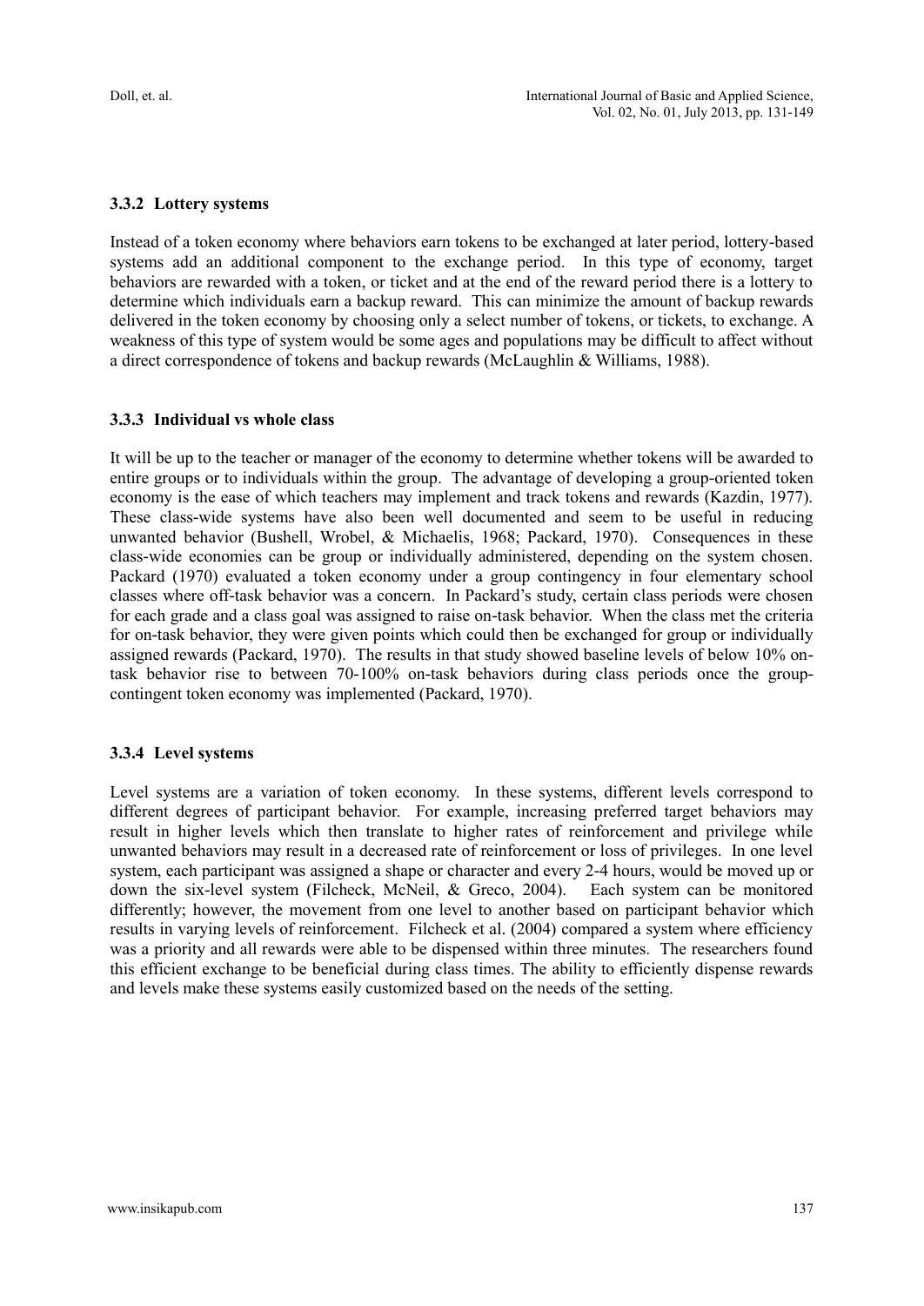### 3.3.2 Lottery systems

Instead of a token economy where behaviors earn tokens to be exchanged at later period, lottery-based systems add an additional component to the exchange period. In this type of economy, target behaviors are rewarded with a token, or ticket and at the end of the reward period there is a lottery to determine which individuals earn a backup reward. This can minimize the amount of backup rewards delivered in the token economy by choosing only a select number of tokens, or tickets, to exchange. A weakness of this type of system would be some ages and populations may be difficult to affect without a direct correspondence of tokens and backup rewards (McLaughlin & Williams, 1988).

### 3.3.3 Individual vs whole class

It will be up to the teacher or manager of the economy to determine whether tokens will be awarded to entire groups or to individuals within the group. The advantage of developing a group-oriented token economy is the ease of which teachers may implement and track tokens and rewards (Kazdin, 1977). These class-wide systems have also been well documented and seem to be useful in reducing unwanted behavior (Bushell, Wrobel, & Michaelis, 1968; Packard, 1970). Consequences in these class-wide economies can be group or individually administered, depending on the system chosen. Packard (1970) evaluated a token economy under a group contingency in four elementary school classes where off-task behavior was a concern. In Packard's study, certain class periods were chosen for each grade and a class goal was assigned to raise on-task behavior. When the class met the criteria for on-task behavior, they were given points which could then be exchanged for group or individually assigned rewards (Packard, 1970). The results in that study showed baseline levels of below 10% on-task behavior rise to between 70-100% on-task behaviors during class periods once the group-contingent token economy was implemented (Packard, 1970).

### 3.3.4 Level systems

Level systems are a variation of token economy. In these systems, different levels correspond to different degrees of participant behavior. For example, increasing preferred target behaviors may result in higher levels which then translate to higher rates of reinforcement and privilege while unwanted behaviors may result in a decreased rate of reinforcement or loss of privileges. In one level system, each participant was assigned a shape or character and every 2-4 hours, would be moved up or down the six-level system (Filcheck, McNeil, & Greco, 2004). Each system can be monitored differently; however, the movement from one level to another based on participant behavior which results in varying levels of reinforcement. Filcheck et al. (2004) compared a system where efficiency was a priority and all rewards were able to be dispensed within three minutes. The researchers found this efficient exchange to be beneficial during class times. The ability to efficiently dispense rewards and levels make these systems easily customized based on the needs of the setting.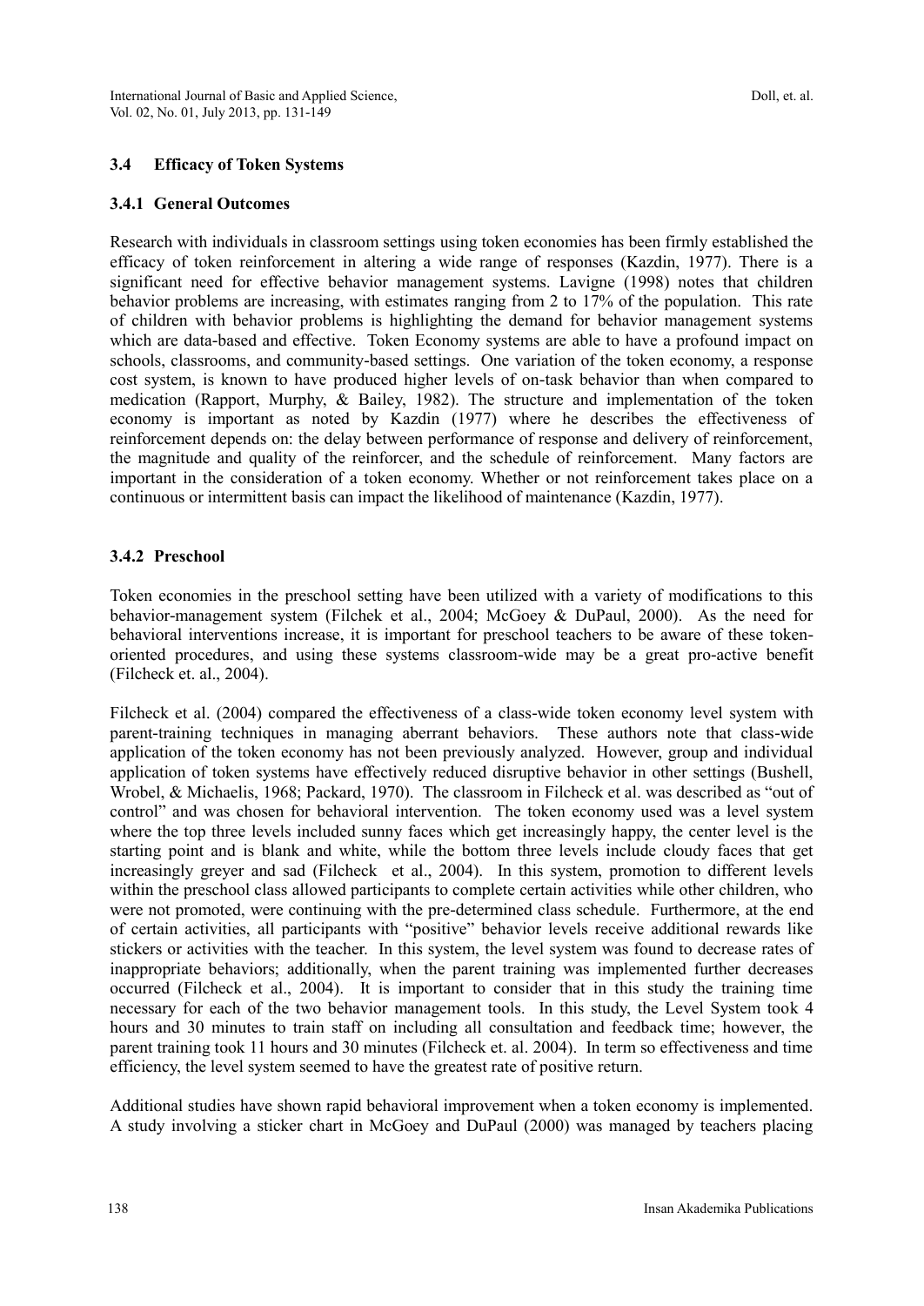### 3.4 Efficacy of Token Systems

#### 3.4.1 General Outcomes

Research with individuals in classroom settings using token economies has been firmly established the efficacy of token reinforcement in altering a wide range of responses (Kazdin, 1977). There is a significant need for effective behavior management systems. Lavigne (1998) notes that children behavior problems are increasing, with estimates ranging from 2 to 17% of the population. This rate of children with behavior problems is highlighting the demand for behavior management systems which are data-based and effective. Token Economy systems are able to have a profound impact on schools, classrooms, and community-based settings. One variation of the token economy, a response cost system, is known to have produced higher levels of on-task behavior than when compared to medication (Rapport, Murphy, & Bailey, 1982). The structure and implementation of the token economy is important as noted by Kazdin (1977) where he describes the effectiveness of reinforcement depends on: the delay between performance of response and delivery of reinforcement, the magnitude and quality of the reinforcer, and the schedule of reinforcement. Many factors are important in the consideration of a token economy. Whether or not reinforcement takes place on a continuous or intermittent basis can impact the likelihood of maintenance (Kazdin, 1977).

#### 3.4.2 Preschool

Token economies in the preschool setting have been utilized with a variety of modifications to this behavior-management system (Filchek et al., 2004; McGoey & DuPaul, 2000). As the need for behavioral interventions increase, it is important for preschool teachers to be aware of these token-oriented procedures, and using these systems classroom-wide may be a great pro-active benefit (Filcheck et. al., 2004).

Filcheck et al. (2004) compared the effectiveness of a class-wide token economy level system with parent-training techniques in managing aberrant behaviors. These authors note that class-wide application of the token economy has not been previously analyzed. However, group and individual application of token systems have effectively reduced disruptive behavior in other settings (Bushell, Wrobel, & Michaelis, 1968; Packard, 1970). The classroom in Filcheck et al. was described as "out of control" and was chosen for behavioral intervention. The token economy used was a level system where the top three levels included sunny faces which get increasingly happy, the center level is the starting point and is blank and white, while the bottom three levels include cloudy faces that get increasingly greyer and sad (Filcheck et al., 2004). In this system, promotion to different levels within the preschool class allowed participants to complete certain activities while other children, who were not promoted, were continuing with the pre-determined class schedule. Furthermore, at the end of certain activities, all participants with "positive" behavior levels receive additional rewards like stickers or activities with the teacher. In this system, the level system was found to decrease rates of inappropriate behaviors; additionally, when the parent training was implemented further decreases occurred (Filcheck et al., 2004). It is important to consider that in this study the training time necessary for each of the two behavior management tools. In this study, the Level System took 4 hours and 30 minutes to train staff on including all consultation and feedback time; however, the parent training took 11 hours and 30 minutes (Filcheck et. al. 2004). In term so effectiveness and time efficiency, the level system seemed to have the greatest rate of positive return.

Additional studies have shown rapid behavioral improvement when a token economy is implemented. A study involving a sticker chart in McGoey and DuPaul (2000) was managed by teachers placing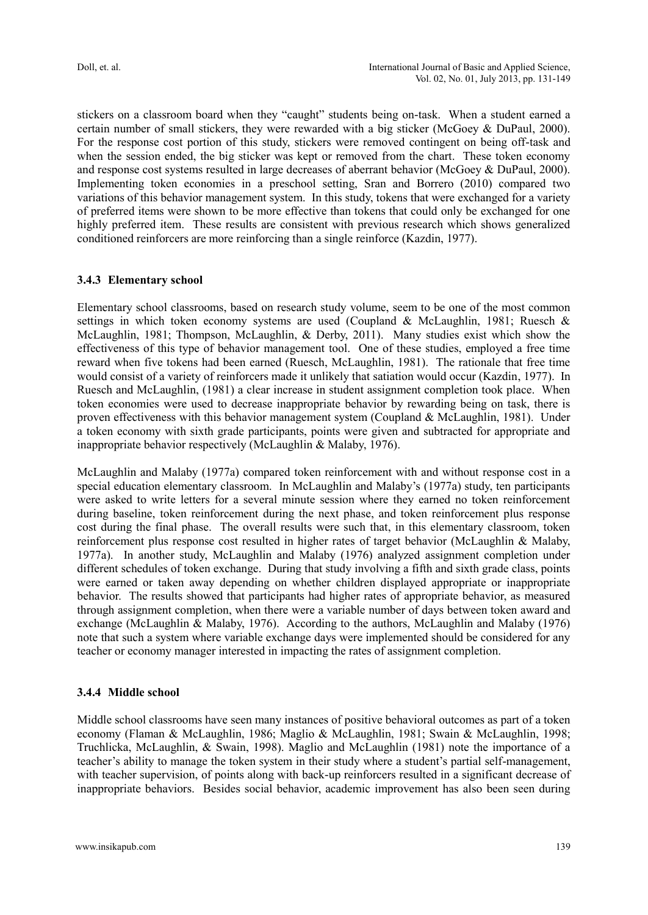stickers on a classroom board when they "caught" students being on-task. When a student earned a certain number of small stickers, they were rewarded with a big sticker (McGoey & DuPaul, 2000). For the response cost portion of this study, stickers were removed contingent on being off-task and when the session ended, the big sticker was kept or removed from the chart. These token economy and response cost systems resulted in large decreases of aberrant behavior (McGoey & DuPaul, 2000). Implementing token economies in a preschool setting, Sran and Borrero (2010) compared two variations of this behavior management system. In this study, tokens that were exchanged for a variety of preferred items were shown to be more effective than tokens that could only be exchanged for one highly preferred item. These results are consistent with previous research which shows generalized conditioned reinforcers are more reinforcing than a single reinforce (Kazdin, 1977).

### 3.4.3 Elementary school

Elementary school classrooms, based on research study volume, seem to be one of the most common settings in which token economy systems are used (Coupland & McLaughlin, 1981; Ruesch & McLaughlin, 1981; Thompson, McLaughlin, & Derby, 2011). Many studies exist which show the effectiveness of this type of behavior management tool. One of these studies, employed a free time reward when five tokens had been earned (Ruesch, McLaughlin, 1981). The rationale that free time would consist of a variety of reinforcers made it unlikely that satiation would occur (Kazdin, 1977). In Ruesch and McLaughlin, (1981) a clear increase in student assignment completion took place. When token economies were used to decrease inappropriate behavior by rewarding being on task, there is proven effectiveness with this behavior management system (Coupland & McLaughlin, 1981). Under a token economy with sixth grade participants, points were given and subtracted for appropriate and inappropriate behavior respectively (McLaughlin & Malaby, 1976).

McLaughlin and Malaby (1977a) compared token reinforcement with and without response cost in a special education elementary classroom. In McLaughlin and Malaby's (1977a) study, ten participants were asked to write letters for a several minute session where they earned no token reinforcement during baseline, token reinforcement during the next phase, and token reinforcement plus response cost during the final phase. The overall results were such that, in this elementary classroom, token reinforcement plus response cost resulted in higher rates of target behavior (McLaughlin & Malaby, 1977a). In another study, McLaughlin and Malaby (1976) analyzed assignment completion under different schedules of token exchange. During that study involving a fifth and sixth grade class, points were earned or taken away depending on whether children displayed appropriate or inappropriate behavior. The results showed that participants had higher rates of appropriate behavior, as measured through assignment completion, when there were a variable number of days between token award and exchange (McLaughlin & Malaby, 1976). According to the authors, McLaughlin and Malaby (1976) note that such a system where variable exchange days were implemented should be considered for any teacher or economy manager interested in impacting the rates of assignment completion.

### 3.4.4 Middle school

Middle school classrooms have seen many instances of positive behavioral outcomes as part of a token economy (Flaman & McLaughlin, 1986; Maglio & McLaughlin, 1981; Swain & McLaughlin, 1998; Truchlicka, McLaughlin, & Swain, 1998). Maglio and McLaughlin (1981) note the importance of a teacher's ability to manage the token system in their study where a student's partial self-management, with teacher supervision, of points along with back-up reinforcers resulted in a significant decrease of inappropriate behaviors. Besides social behavior, academic improvement has also been seen during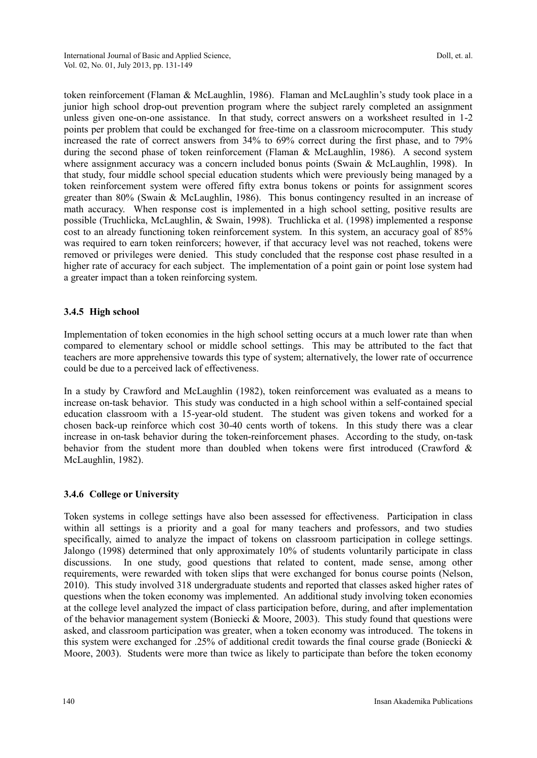token reinforcement (Flaman & McLaughlin, 1986). Flaman and McLaughlin's study took place in a junior high school drop-out prevention program where the subject rarely completed an assignment unless given one-on-one assistance. In that study, correct answers on a worksheet resulted in 1-2 points per problem that could be exchanged for free-time on a classroom microcomputer. This study increased the rate of correct answers from 34% to 69% correct during the first phase, and to 79% during the second phase of token reinforcement (Flaman & McLaughlin, 1986). A second system where assignment accuracy was a concern included bonus points (Swain & McLaughlin, 1998). In that study, four middle school special education students which were previously being managed by a token reinforcement system were offered fifty extra bonus tokens or points for assignment scores greater than 80% (Swain & McLaughlin, 1986). This bonus contingency resulted in an increase of math accuracy. When response cost is implemented in a high school setting, positive results are possible (Truchlicka, McLaughlin, & Swain, 1998). Truchlicka et al. (1998) implemented a response cost to an already functioning token reinforcement system. In this system, an accuracy goal of 85% was required to earn token reinforcers; however, if that accuracy level was not reached, tokens were removed or privileges were denied. This study concluded that the response cost phase resulted in a higher rate of accuracy for each subject. The implementation of a point gain or point lose system had a greater impact than a token reinforcing system.

### 3.4.5 High school

Implementation of token economies in the high school setting occurs at a much lower rate than when compared to elementary school or middle school settings. This may be attributed to the fact that teachers are more apprehensive towards this type of system; alternatively, the lower rate of occurrence could be due to a perceived lack of effectiveness.

In a study by Crawford and McLaughlin (1982), token reinforcement was evaluated as a means to increase on-task behavior. This study was conducted in a high school within a self-contained special education classroom with a 15-year-old student. The student was given tokens and worked for a chosen back-up reinforce which cost 30-40 cents worth of tokens. In this study there was a clear increase in on-task behavior during the token-reinforcement phases. According to the study, on-task behavior from the student more than doubled when tokens were first introduced (Crawford & McLaughlin, 1982).

### 3.4.6 College or University

Token systems in college settings have also been assessed for effectiveness. Participation in class within all settings is a priority and a goal for many teachers and professors, and two studies specifically, aimed to analyze the impact of tokens on classroom participation in college settings. Jalongo (1998) determined that only approximately 10% of students voluntarily participate in class discussions. In one study, good questions that related to content, made sense, among other requirements, were rewarded with token slips that were exchanged for bonus course points (Nelson, 2010). This study involved 318 undergraduate students and reported that classes asked higher rates of questions when the token economy was implemented. An additional study involving token economies at the college level analyzed the impact of class participation before, during, and after implementation of the behavior management system (Boniecki & Moore, 2003). This study found that questions were asked, and classroom participation was greater, when a token economy was introduced. The tokens in this system were exchanged for .25% of additional credit towards the final course grade (Boniecki & Moore, 2003). Students were more than twice as likely to participate than before the token economy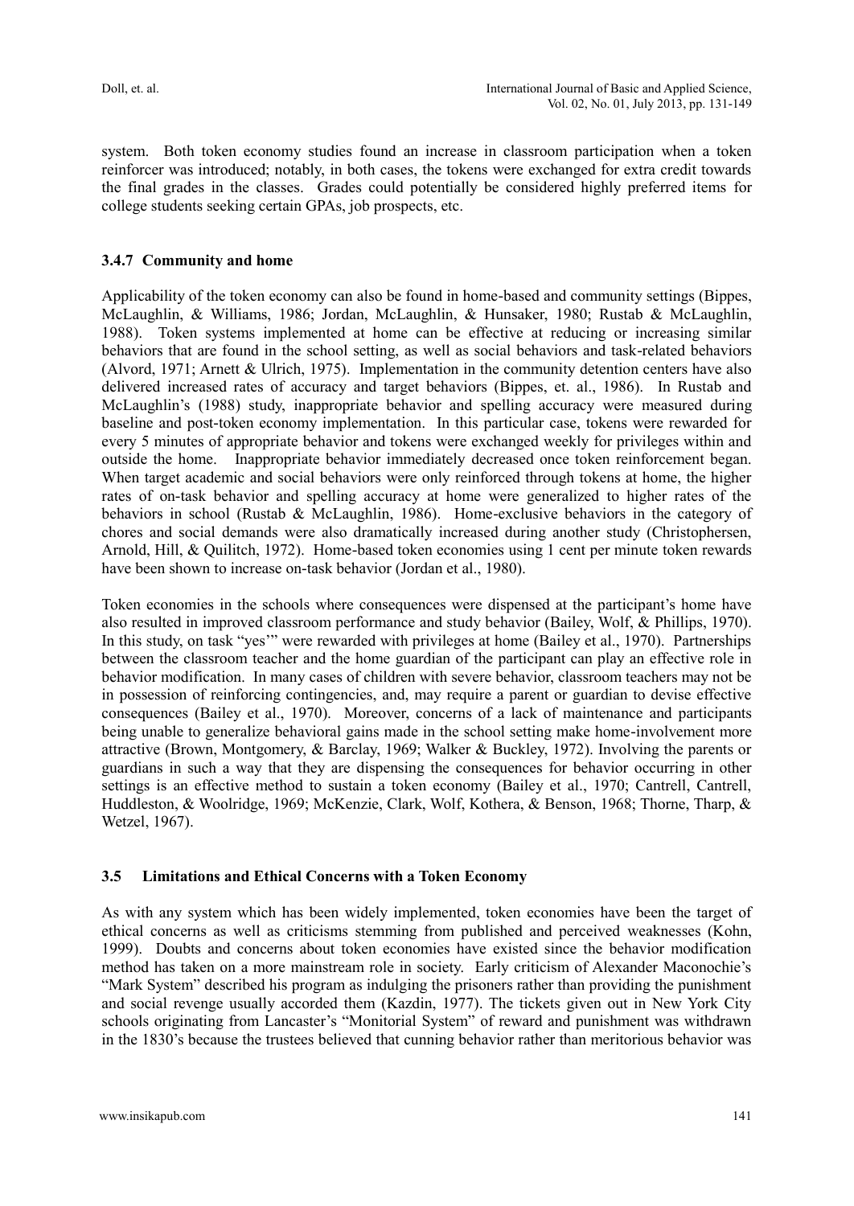system. Both token economy studies found an increase in classroom participation when a token reinforcer was introduced; notably, in both cases, the tokens were exchanged for extra credit towards the final grades in the classes. Grades could potentially be considered highly preferred items for college students seeking certain GPAs, job prospects, etc.

### 3.4.7 Community and home

Applicability of the token economy can also be found in home-based and community settings (Bippes, McLaughlin, & Williams, 1986; Jordan, McLaughlin, & Hunsaker, 1980; Rustab & McLaughlin, 1988). Token systems implemented at home can be effective at reducing or increasing similar behaviors that are found in the school setting, as well as social behaviors and task-related behaviors (Alvord, 1971; Arnett & Ulrich, 1975). Implementation in the community detention centers have also delivered increased rates of accuracy and target behaviors (Bippes, et. al., 1986). In Rustab and McLaughlin's (1988) study, inappropriate behavior and spelling accuracy were measured during baseline and post-token economy implementation. In this particular case, tokens were rewarded for every 5 minutes of appropriate behavior and tokens were exchanged weekly for privileges within and outside the home. Inappropriate behavior immediately decreased once token reinforcement began. When target academic and social behaviors were only reinforced through tokens at home, the higher rates of on-task behavior and spelling accuracy at home were generalized to higher rates of the behaviors in school (Rustab & McLaughlin, 1986). Home-exclusive behaviors in the category of chores and social demands were also dramatically increased during another study (Christophersen, Arnold, Hill, & Quilitch, 1972). Home-based token economies using 1 cent per minute token rewards have been shown to increase on-task behavior (Jordan et al., 1980).

Token economies in the schools where consequences were dispensed at the participant's home have also resulted in improved classroom performance and study behavior (Bailey, Wolf, & Phillips, 1970). In this study, on task "yes'" were rewarded with privileges at home (Bailey et al., 1970). Partnerships between the classroom teacher and the home guardian of the participant can play an effective role in behavior modification. In many cases of children with severe behavior, classroom teachers may not be in possession of reinforcing contingencies, and, may require a parent or guardian to devise effective consequences (Bailey et al., 1970). Moreover, concerns of a lack of maintenance and participants being unable to generalize behavioral gains made in the school setting make home-involvement more attractive (Brown, Montgomery, & Barclay, 1969; Walker & Buckley, 1972). Involving the parents or guardians in such a way that they are dispensing the consequences for behavior occurring in other settings is an effective method to sustain a token economy (Bailey et al., 1970; Cantrell, Cantrell, Huddleston, & Woolridge, 1969; McKenzie, Clark, Wolf, Kothera, & Benson, 1968; Thorne, Tharp, & Wetzel, 1967).

## 3.5 Limitations and Ethical Concerns with a Token Economy

As with any system which has been widely implemented, token economies have been the target of ethical concerns as well as criticisms stemming from published and perceived weaknesses (Kohn, 1999). Doubts and concerns about token economies have existed since the behavior modification method has taken on a more mainstream role in society. Early criticism of Alexander Maconochie's "Mark System" described his program as indulging the prisoners rather than providing the punishment and social revenge usually accorded them (Kazdin, 1977). The tickets given out in New York City schools originating from Lancaster's "Monitorial System" of reward and punishment was withdrawn in the 1830's because the trustees believed that cunning behavior rather than meritorious behavior was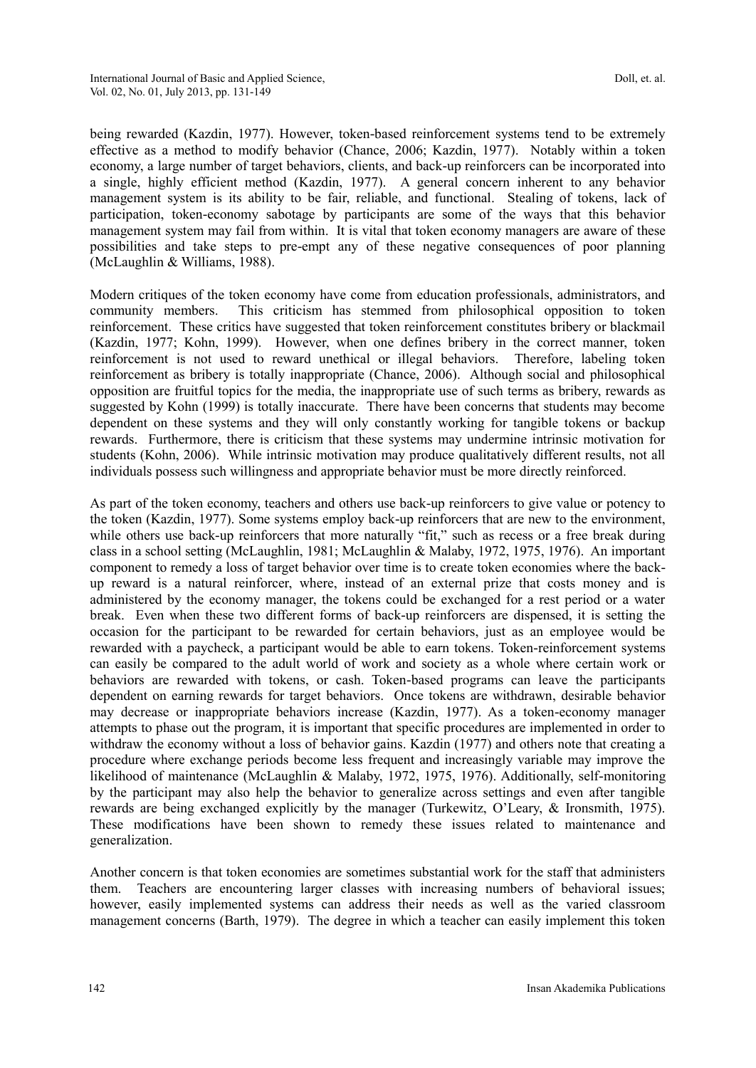being rewarded (Kazdin, 1977). However, token-based reinforcement systems tend to be extremely effective as a method to modify behavior (Chance, 2006; Kazdin, 1977). Notably within a token economy, a large number of target behaviors, clients, and back-up reinforcers can be incorporated into a single, highly efficient method (Kazdin, 1977). A general concern inherent to any behavior management system is its ability to be fair, reliable, and functional. Stealing of tokens, lack of participation, token-economy sabotage by participants are some of the ways that this behavior management system may fail from within. It is vital that token economy managers are aware of these possibilities and take steps to pre-empt any of these negative consequences of poor planning (McLaughlin & Williams, 1988).

Modern critiques of the token economy have come from education professionals, administrators, and community members. This criticism has stemmed from philosophical opposition to token reinforcement. These critics have suggested that token reinforcement constitutes bribery or blackmail (Kazdin, 1977; Kohn, 1999). However, when one defines bribery in the correct manner, token reinforcement is not used to reward unethical or illegal behaviors. Therefore, labeling token reinforcement as bribery is totally inappropriate (Chance, 2006). Although social and philosophical opposition are fruitful topics for the media, the inappropriate use of such terms as bribery, rewards as suggested by Kohn (1999) is totally inaccurate. There have been concerns that students may become dependent on these systems and they will only constantly working for tangible tokens or backup rewards. Furthermore, there is criticism that these systems may undermine intrinsic motivation for students (Kohn, 2006). While intrinsic motivation may produce qualitatively different results, not all individuals possess such willingness and appropriate behavior must be more directly reinforced.

As part of the token economy, teachers and others use back-up reinforcers to give value or potency to the token (Kazdin, 1977). Some systems employ back-up reinforcers that are new to the environment, while others use back-up reinforcers that more naturally "fit," such as recess or a free break during class in a school setting (McLaughlin, 1981; McLaughlin & Malaby, 1972, 1975, 1976). An important component to remedy a loss of target behavior over time is to create token economies where the back-up reward is a natural reinforcer, where, instead of an external prize that costs money and is administered by the economy manager, the tokens could be exchanged for a rest period or a water break. Even when these two different forms of back-up reinforcers are dispensed, it is setting the occasion for the participant to be rewarded for certain behaviors, just as an employee would be rewarded with a paycheck, a participant would be able to earn tokens. Token-reinforcement systems can easily be compared to the adult world of work and society as a whole where certain work or behaviors are rewarded with tokens, or cash. Token-based programs can leave the participants dependent on earning rewards for target behaviors. Once tokens are withdrawn, desirable behavior may decrease or inappropriate behaviors increase (Kazdin, 1977). As a token-economy manager attempts to phase out the program, it is important that specific procedures are implemented in order to withdraw the economy without a loss of behavior gains. Kazdin (1977) and others note that creating a procedure where exchange periods become less frequent and increasingly variable may improve the likelihood of maintenance (McLaughlin & Malaby, 1972, 1975, 1976). Additionally, self-monitoring by the participant may also help the behavior to generalize across settings and even after tangible rewards are being exchanged explicitly by the manager (Turkewitz, O'Leary, & Ironsmith, 1975). These modifications have been shown to remedy these issues related to maintenance and generalization.

Another concern is that token economies are sometimes substantial work for the staff that administers them. Teachers are encountering larger classes with increasing numbers of behavioral issues; however, easily implemented systems can address their needs as well as the varied classroom management concerns (Barth, 1979). The degree in which a teacher can easily implement this token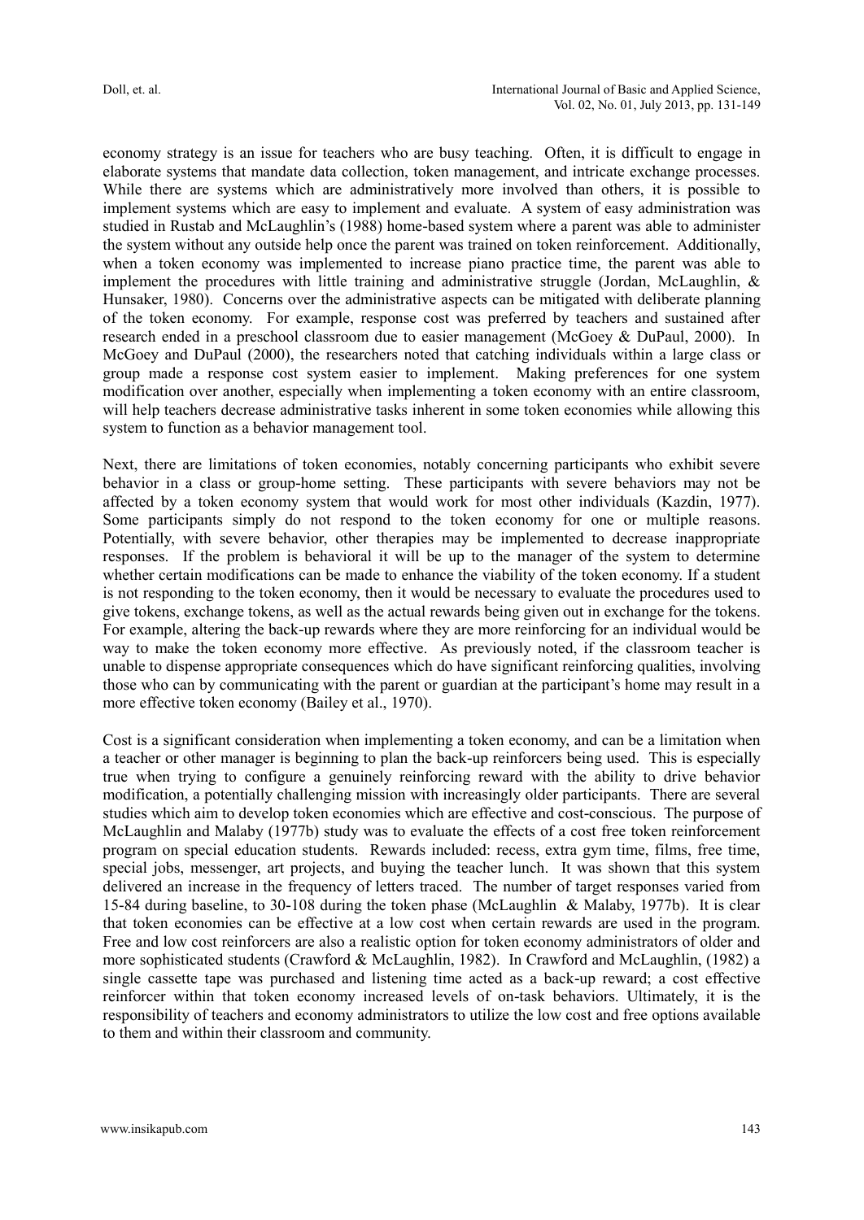economy strategy is an issue for teachers who are busy teaching. Often, it is difficult to engage in elaborate systems that mandate data collection, token management, and intricate exchange processes. While there are systems which are administratively more involved than others, it is possible to implement systems which are easy to implement and evaluate. A system of easy administration was studied in Rustab and McLaughlin's (1988) home-based system where a parent was able to administer the system without any outside help once the parent was trained on token reinforcement. Additionally, when a token economy was implemented to increase piano practice time, the parent was able to implement the procedures with little training and administrative struggle (Jordan, McLaughlin, & Hunsaker, 1980). Concerns over the administrative aspects can be mitigated with deliberate planning of the token economy. For example, response cost was preferred by teachers and sustained after research ended in a preschool classroom due to easier management (McGoey & DuPaul, 2000). In McGoey and DuPaul (2000), the researchers noted that catching individuals within a large class or group made a response cost system easier to implement. Making preferences for one system modification over another, especially when implementing a token economy with an entire classroom, will help teachers decrease administrative tasks inherent in some token economies while allowing this system to function as a behavior management tool.

Next, there are limitations of token economies, notably concerning participants who exhibit severe behavior in a class or group-home setting. These participants with severe behaviors may not be affected by a token economy system that would work for most other individuals (Kazdin, 1977). Some participants simply do not respond to the token economy for one or multiple reasons. Potentially, with severe behavior, other therapies may be implemented to decrease inappropriate responses. If the problem is behavioral it will be up to the manager of the system to determine whether certain modifications can be made to enhance the viability of the token economy. If a student is not responding to the token economy, then it would be necessary to evaluate the procedures used to give tokens, exchange tokens, as well as the actual rewards being given out in exchange for the tokens. For example, altering the back-up rewards where they are more reinforcing for an individual would be way to make the token economy more effective. As previously noted, if the classroom teacher is unable to dispense appropriate consequences which do have significant reinforcing qualities, involving those who can by communicating with the parent or guardian at the participant's home may result in a more effective token economy (Bailey et al., 1970).

Cost is a significant consideration when implementing a token economy, and can be a limitation when a teacher or other manager is beginning to plan the back-up reinforcers being used. This is especially true when trying to configure a genuinely reinforcing reward with the ability to drive behavior modification, a potentially challenging mission with increasingly older participants. There are several studies which aim to develop token economies which are effective and cost-conscious. The purpose of McLaughlin and Malaby (1977b) study was to evaluate the effects of a cost free token reinforcement program on special education students. Rewards included: recess, extra gym time, films, free time, special jobs, messenger, art projects, and buying the teacher lunch. It was shown that this system delivered an increase in the frequency of letters traced. The number of target responses varied from 15-84 during baseline, to 30-108 during the token phase (McLaughlin & Malaby, 1977b). It is clear that token economies can be effective at a low cost when certain rewards are used in the program. Free and low cost reinforcers are also a realistic option for token economy administrators of older and more sophisticated students (Crawford & McLaughlin, 1982). In Crawford and McLaughlin, (1982) a single cassette tape was purchased and listening time acted as a back-up reward; a cost effective reinforcer within that token economy increased levels of on-task behaviors. Ultimately, it is the responsibility of teachers and economy administrators to utilize the low cost and free options available to them and within their classroom and community.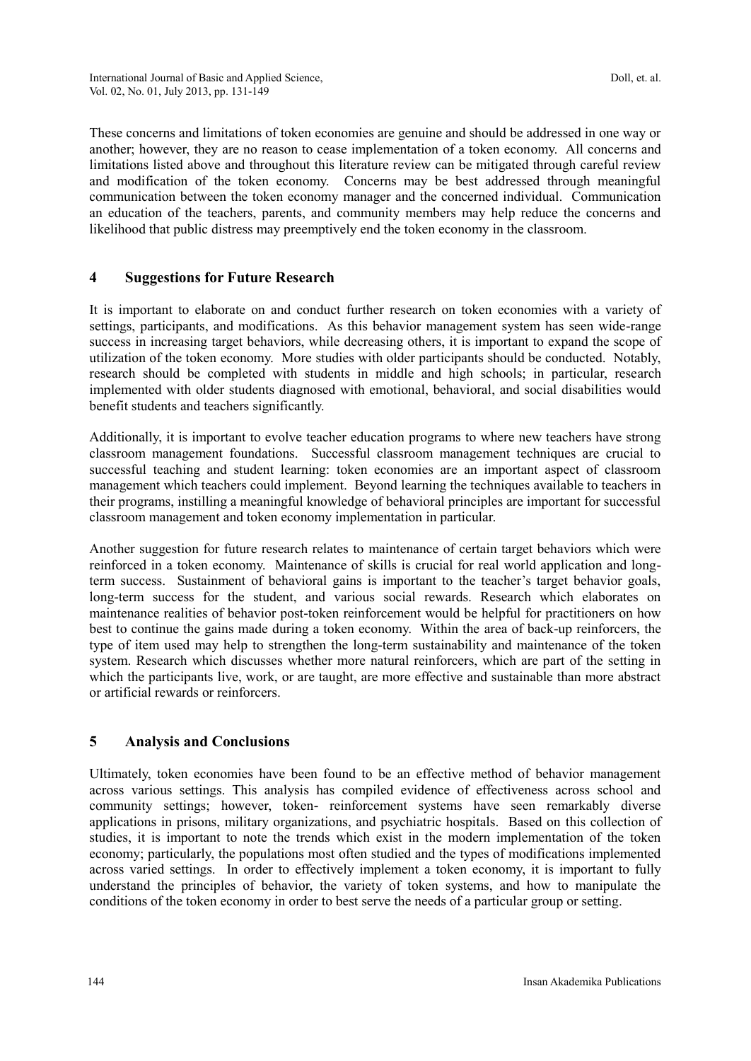These concerns and limitations of token economies are genuine and should be addressed in one way or another; however, they are no reason to cease implementation of a token economy. All concerns and limitations listed above and throughout this literature review can be mitigated through careful review and modification of the token economy. Concerns may be best addressed through meaningful communication between the token economy manager and the concerned individual. Communication an education of the teachers, parents, and community members may help reduce the concerns and likelihood that public distress may preemptively end the token economy in the classroom.

## 4 Suggestions for Future Research

It is important to elaborate on and conduct further research on token economies with a variety of settings, participants, and modifications. As this behavior management system has seen wide-range success in increasing target behaviors, while decreasing others, it is important to expand the scope of utilization of the token economy. More studies with older participants should be conducted. Notably, research should be completed with students in middle and high schools; in particular, research implemented with older students diagnosed with emotional, behavioral, and social disabilities would benefit students and teachers significantly.

Additionally, it is important to evolve teacher education programs to where new teachers have strong classroom management foundations. Successful classroom management techniques are crucial to successful teaching and student learning: token economies are an important aspect of classroom management which teachers could implement. Beyond learning the techniques available to teachers in their programs, instilling a meaningful knowledge of behavioral principles are important for successful classroom management and token economy implementation in particular.

Another suggestion for future research relates to maintenance of certain target behaviors which were reinforced in a token economy. Maintenance of skills is crucial for real world application and long-term success. Sustainment of behavioral gains is important to the teacher's target behavior goals, long-term success for the student, and various social rewards. Research which elaborates on maintenance realities of behavior post-token reinforcement would be helpful for practitioners on how best to continue the gains made during a token economy. Within the area of back-up reinforcers, the type of item used may help to strengthen the long-term sustainability and maintenance of the token system. Research which discusses whether more natural reinforcers, which are part of the setting in which the participants live, work, or are taught, are more effective and sustainable than more abstract or artificial rewards or reinforcers.

## 5 Analysis and Conclusions

Ultimately, token economies have been found to be an effective method of behavior management across various settings. This analysis has compiled evidence of effectiveness across school and community settings; however, token- reinforcement systems have seen remarkably diverse applications in prisons, military organizations, and psychiatric hospitals. Based on this collection of studies, it is important to note the trends which exist in the modern implementation of the token economy; particularly, the populations most often studied and the types of modifications implemented across varied settings. In order to effectively implement a token economy, it is important to fully understand the principles of behavior, the variety of token systems, and how to manipulate the conditions of the token economy in order to best serve the needs of a particular group or setting.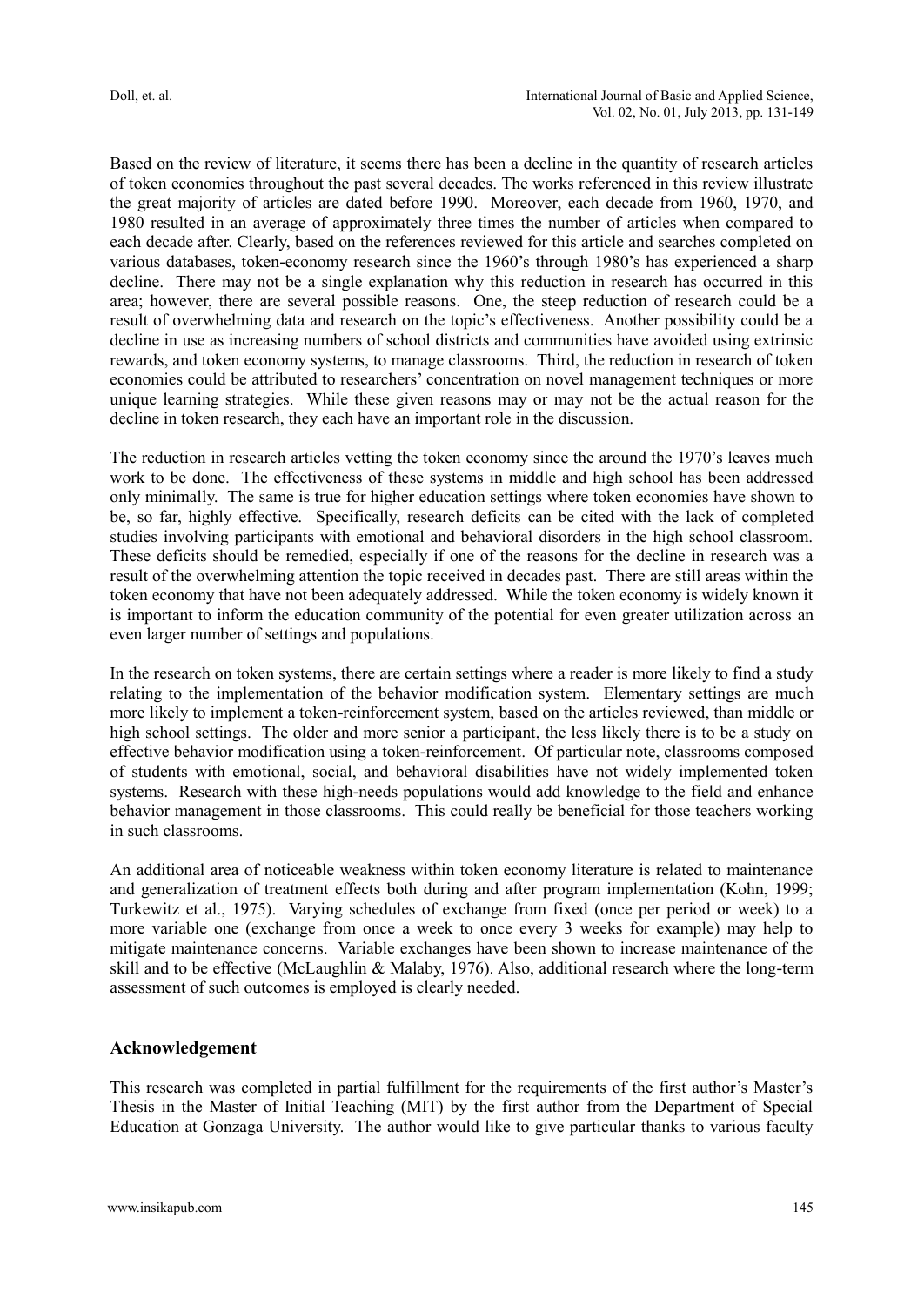Based on the review of literature, it seems there has been a decline in the quantity of research articles of token economies throughout the past several decades. The works referenced in this review illustrate the great majority of articles are dated before 1990. Moreover, each decade from 1960, 1970, and 1980 resulted in an average of approximately three times the number of articles when compared to each decade after. Clearly, based on the references reviewed for this article and searches completed on various databases, token-economy research since the 1960's through 1980's has experienced a sharp decline. There may not be a single explanation why this reduction in research has occurred in this area; however, there are several possible reasons. One, the steep reduction of research could be a result of overwhelming data and research on the topic's effectiveness. Another possibility could be a decline in use as increasing numbers of school districts and communities have avoided using extrinsic rewards, and token economy systems, to manage classrooms. Third, the reduction in research of token economies could be attributed to researchers' concentration on novel management techniques or more unique learning strategies. While these given reasons may or may not be the actual reason for the decline in token research, they each have an important role in the discussion.

The reduction in research articles vetting the token economy since the around the 1970's leaves much work to be done. The effectiveness of these systems in middle and high school has been addressed only minimally. The same is true for higher education settings where token economies have shown to be, so far, highly effective. Specifically, research deficits can be cited with the lack of completed studies involving participants with emotional and behavioral disorders in the high school classroom. These deficits should be remedied, especially if one of the reasons for the decline in research was a result of the overwhelming attention the topic received in decades past. There are still areas within the token economy that have not been adequately addressed. While the token economy is widely known it is important to inform the education community of the potential for even greater utilization across an even larger number of settings and populations.

In the research on token systems, there are certain settings where a reader is more likely to find a study relating to the implementation of the behavior modification system. Elementary settings are much more likely to implement a token-reinforcement system, based on the articles reviewed, than middle or high school settings. The older and more senior a participant, the less likely there is to be a study on effective behavior modification using a token-reinforcement. Of particular note, classrooms composed of students with emotional, social, and behavioral disabilities have not widely implemented token systems. Research with these high-needs populations would add knowledge to the field and enhance behavior management in those classrooms. This could really be beneficial for those teachers working in such classrooms.

An additional area of noticeable weakness within token economy literature is related to maintenance and generalization of treatment effects both during and after program implementation (Kohn, 1999; Turkewitz et al., 1975). Varying schedules of exchange from fixed (once per period or week) to a more variable one (exchange from once a week to once every 3 weeks for example) may help to mitigate maintenance concerns. Variable exchanges have been shown to increase maintenance of the skill and to be effective (McLaughlin & Malaby, 1976). Also, additional research where the long-term assessment of such outcomes is employed is clearly needed.

## Acknowledgement

This research was completed in partial fulfillment for the requirements of the first author's Master's Thesis in the Master of Initial Teaching (MIT) by the first author from the Department of Special Education at Gonzaga University. The author would like to give particular thanks to various faculty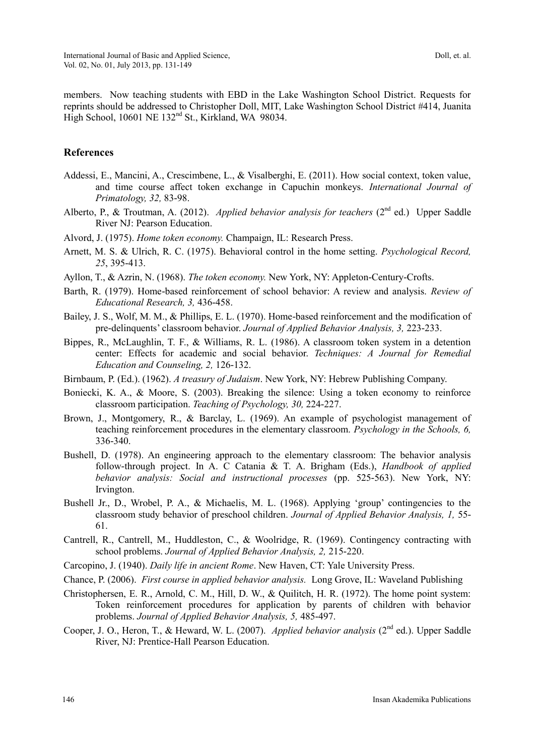members. Now teaching students with EBD in the Lake Washington School District. Requests for reprints should be addressed to Christopher Doll, MIT, Lake Washington School District #414, Juanita High School, 10601 NE 132nd St., Kirkland, WA 98034.

## References

Addessi, E., Mancini, A., Crescimbene, L., & Visalberghi, E. (2011). How social context, token value, and time course affect token exchange in Capuchin monkeys. *International Journal of Primatology, 32,* 83-98.

Alberto, P., & Troutman, A. (2012). *Applied behavior analysis for teachers* (2nd ed.) Upper Saddle River NJ: Pearson Education.

Alvord, J. (1975). *Home token economy.* Champaign, IL: Research Press.

Arnett, M. S. & Ulrich, R. C. (1975). Behavioral control in the home setting. *Psychological Record, 25*, 395-413.

Ayllon, T., & Azrin, N. (1968). *The token economy.* New York, NY: Appleton-Century-Crofts.

Barth, R. (1979). Home-based reinforcement of school behavior: A review and analysis. *Review of Educational Research, 3,* 436-458.

Bailey, J. S., Wolf, M. M., & Phillips, E. L. (1970). Home-based reinforcement and the modification of pre-delinquents' classroom behavior. *Journal of Applied Behavior Analysis, 3,* 223-233.

Bippes, R., McLaughlin, T. F., & Williams, R. L. (1986). A classroom token system in a detention center: Effects for academic and social behavior. *Techniques: A Journal for Remedial Education and Counseling, 2,* 126-132.

Birnbaum, P. (Ed.). (1962). *A treasury of Judaism*. New York, NY: Hebrew Publishing Company.

Boniecki, K. A., & Moore, S. (2003). Breaking the silence: Using a token economy to reinforce classroom participation. *Teaching of Psychology, 30,* 224-227.

Brown, J., Montgomery, R., & Barclay, L. (1969). An example of psychologist management of teaching reinforcement procedures in the elementary classroom. *Psychology in the Schools, 6,* 336-340.

Bushell, D. (1978). An engineering approach to the elementary classroom: The behavior analysis follow-through project. In A. C Catania & T. A. Brigham (Eds.), *Handbook of applied behavior analysis: Social and instructional processes* (pp. 525-563). New York, NY: Irvington.

Bushell Jr., D., Wrobel, P. A., & Michaelis, M. L. (1968). Applying 'group' contingencies to the classroom study behavior of preschool children. *Journal of Applied Behavior Analysis, 1,* 55-61.

Cantrell, R., Cantrell, M., Huddleston, C., & Woolridge, R. (1969). Contingency contracting with school problems. *Journal of Applied Behavior Analysis, 2,* 215-220.

Carcopino, J. (1940). *Daily life in ancient Rome*. New Haven, CT: Yale University Press.

Chance, P. (2006). *First course in applied behavior analysis.* Long Grove, IL: Waveland Publishing

Christophersen, E. R., Arnold, C. M., Hill, D. W., & Quilitch, H. R. (1972). The home point system: Token reinforcement procedures for application by parents of children with behavior problems. *Journal of Applied Behavior Analysis, 5,* 485-497.

Cooper, J. O., Heron, T., & Heward, W. L. (2007). *Applied behavior analysis* (2nd ed.). Upper Saddle River, NJ: Prentice-Hall Pearson Education.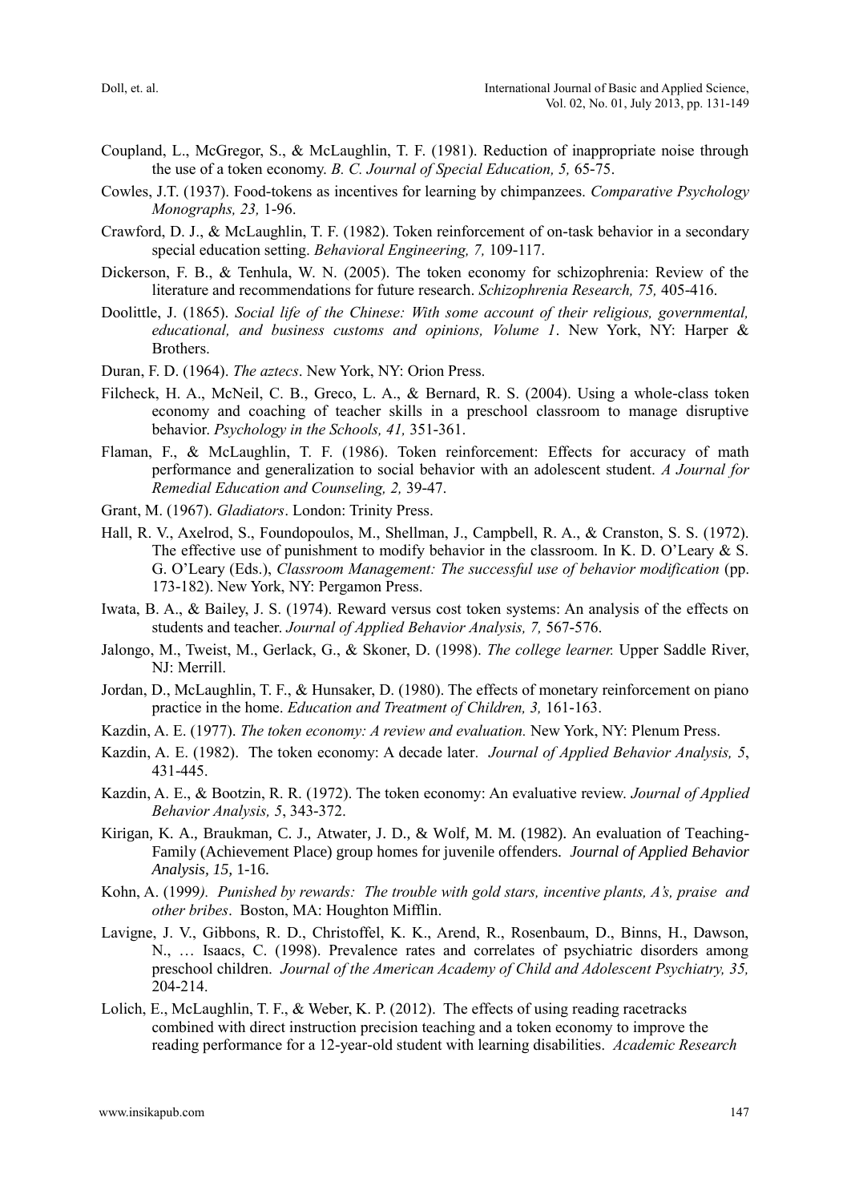Coupland, L., McGregor, S., & McLaughlin, T. F. (1981). Reduction of inappropriate noise through the use of a token economy. *B. C. Journal of Special Education, 5,* 65-75.

Cowles, J.T. (1937). Food-tokens as incentives for learning by chimpanzees. *Comparative Psychology Monographs, 23,* 1-96.

Crawford, D. J., & McLaughlin, T. F. (1982). Token reinforcement of on-task behavior in a secondary special education setting. *Behavioral Engineering, 7,* 109-117.

Dickerson, F. B., & Tenhula, W. N. (2005). The token economy for schizophrenia: Review of the literature and recommendations for future research. *Schizophrenia Research, 75,* 405-416.

Doolittle, J. (1865). *Social life of the Chinese: With some account of their religious, governmental, educational, and business customs and opinions, Volume 1*. New York, NY: Harper & Brothers.

Duran, F. D. (1964). *The aztecs*. New York, NY: Orion Press.

Filcheck, H. A., McNeil, C. B., Greco, L. A., & Bernard, R. S. (2004). Using a whole-class token economy and coaching of teacher skills in a preschool classroom to manage disruptive behavior. *Psychology in the Schools, 41,* 351-361.

Flaman, F., & McLaughlin, T. F. (1986). Token reinforcement: Effects for accuracy of math performance and generalization to social behavior with an adolescent student. *A Journal for Remedial Education and Counseling, 2,* 39-47.

Grant, M. (1967). *Gladiators*. London: Trinity Press.

Hall, R. V., Axelrod, S., Foundopoulos, M., Shellman, J., Campbell, R. A., & Cranston, S. S. (1972). The effective use of punishment to modify behavior in the classroom. In K. D. O'Leary & S. G. O'Leary (Eds.), *Classroom Management: The successful use of behavior modification* (pp. 173-182). New York, NY: Pergamon Press.

Iwata, B. A., & Bailey, J. S. (1974). Reward versus cost token systems: An analysis of the effects on students and teacher. *Journal of Applied Behavior Analysis, 7,* 567-576.

Jalongo, M., Tweist, M., Gerlack, G., & Skoner, D. (1998). *The college learner.* Upper Saddle River, NJ: Merrill.

Jordan, D., McLaughlin, T. F., & Hunsaker, D. (1980). The effects of monetary reinforcement on piano practice in the home. *Education and Treatment of Children, 3,* 161-163.

Kazdin, A. E. (1977). *The token economy: A review and evaluation.* New York, NY: Plenum Press.

Kazdin, A. E. (1982). The token economy: A decade later. *Journal of Applied Behavior Analysis, 5*, 431-445.

Kazdin, A. E., & Bootzin, R. R. (1972). The token economy: An evaluative review. *Journal of Applied Behavior Analysis, 5*, 343-372.

Kirigan, K. A., Braukman, C. J., Atwater, J. D., & Wolf, M. M. (1982). An evaluation of Teaching-Family (Achievement Place) group homes for juvenile offenders. *Journal of Applied Behavior Analysis, 15,* 1-16.

Kohn, A. (1999). *Punished by rewards: The trouble with gold stars, incentive plants, A's, praise and other bribes*. Boston, MA: Houghton Mifflin.

Lavigne, J. V., Gibbons, R. D., Christoffel, K. K., Arend, R., Rosenbaum, D., Binns, H., Dawson, N., … Isaacs, C. (1998). Prevalence rates and correlates of psychiatric disorders among preschool children. *Journal of the American Academy of Child and Adolescent Psychiatry, 35,* 204-214.

Lolich, E., McLaughlin, T. F., & Weber, K. P. (2012). The effects of using reading racetracks combined with direct instruction precision teaching and a token economy to improve the reading performance for a 12-year-old student with learning disabilities. *Academic Research*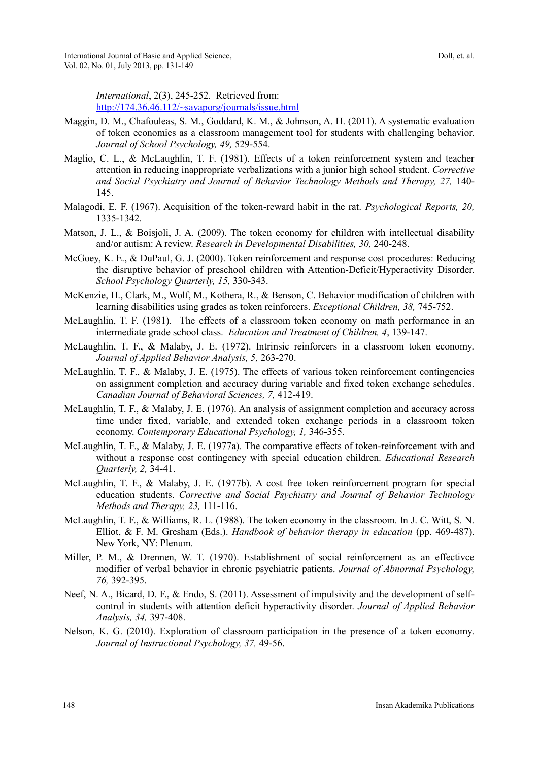*International*, 2(3), 245-252. Retrieved from: http://174.36.46.112/~savaporg/journals/issue.html

Maggin, D. M., Chafouleas, S. M., Goddard, K. M., & Johnson, A. H. (2011). A systematic evaluation of token economies as a classroom management tool for students with challenging behavior. *Journal of School Psychology, 49,* 529-554.

Maglio, C. L., & McLaughlin, T. F. (1981). Effects of a token reinforcement system and teacher attention in reducing inappropriate verbalizations with a junior high school student. *Corrective and Social Psychiatry and Journal of Behavior Technology Methods and Therapy, 27,* 140-145.

Malagodi, E. F. (1967). Acquisition of the token-reward habit in the rat. *Psychological Reports, 20,* 1335-1342.

Matson, J. L., & Boisjoli, J. A. (2009). The token economy for children with intellectual disability and/or autism: A review. *Research in Developmental Disabilities, 30,* 240-248.

McGoey, K. E., & DuPaul, G. J. (2000). Token reinforcement and response cost procedures: Reducing the disruptive behavior of preschool children with Attention-Deficit/Hyperactivity Disorder. *School Psychology Quarterly, 15,* 330-343.

McKenzie, H., Clark, M., Wolf, M., Kothera, R., & Benson, C. Behavior modification of children with learning disabilities using grades as token reinforcers. *Exceptional Children, 38,* 745-752.

McLaughlin, T. F. (1981). The effects of a classroom token economy on math performance in an intermediate grade school class. *Education and Treatment of Children, 4*, 139-147.

McLaughlin, T. F., & Malaby, J. E. (1972). Intrinsic reinforcers in a classroom token economy. *Journal of Applied Behavior Analysis, 5,* 263-270.

McLaughlin, T. F., & Malaby, J. E. (1975). The effects of various token reinforcement contingencies on assignment completion and accuracy during variable and fixed token exchange schedules. *Canadian Journal of Behavioral Sciences, 7,* 412-419.

McLaughlin, T. F., & Malaby, J. E. (1976). An analysis of assignment completion and accuracy across time under fixed, variable, and extended token exchange periods in a classroom token economy. *Contemporary Educational Psychology, 1,* 346-355.

McLaughlin, T. F., & Malaby, J. E. (1977a). The comparative effects of token-reinforcement with and without a response cost contingency with special education children. *Educational Research Quarterly, 2,* 34-41.

McLaughlin, T. F., & Malaby, J. E. (1977b). A cost free token reinforcement program for special education students. *Corrective and Social Psychiatry and Journal of Behavior Technology Methods and Therapy, 23,* 111-116.

McLaughlin, T. F., & Williams, R. L. (1988). The token economy in the classroom. In J. C. Witt, S. N. Elliot, & F. M. Gresham (Eds.). *Handbook of behavior therapy in education* (pp. 469-487). New York, NY: Plenum.

Miller, P. M., & Drennen, W. T. (1970). Establishment of social reinforcement as an effectivce modifier of verbal behavior in chronic psychiatric patients. *Journal of Abnormal Psychology, 76,* 392-395.

Neef, N. A., Bicard, D. F., & Endo, S. (2011). Assessment of impulsivity and the development of self-control in students with attention deficit hyperactivity disorder. *Journal of Applied Behavior Analysis, 34,* 397-408.

Nelson, K. G. (2010). Exploration of classroom participation in the presence of a token economy. *Journal of Instructional Psychology, 37,* 49-56.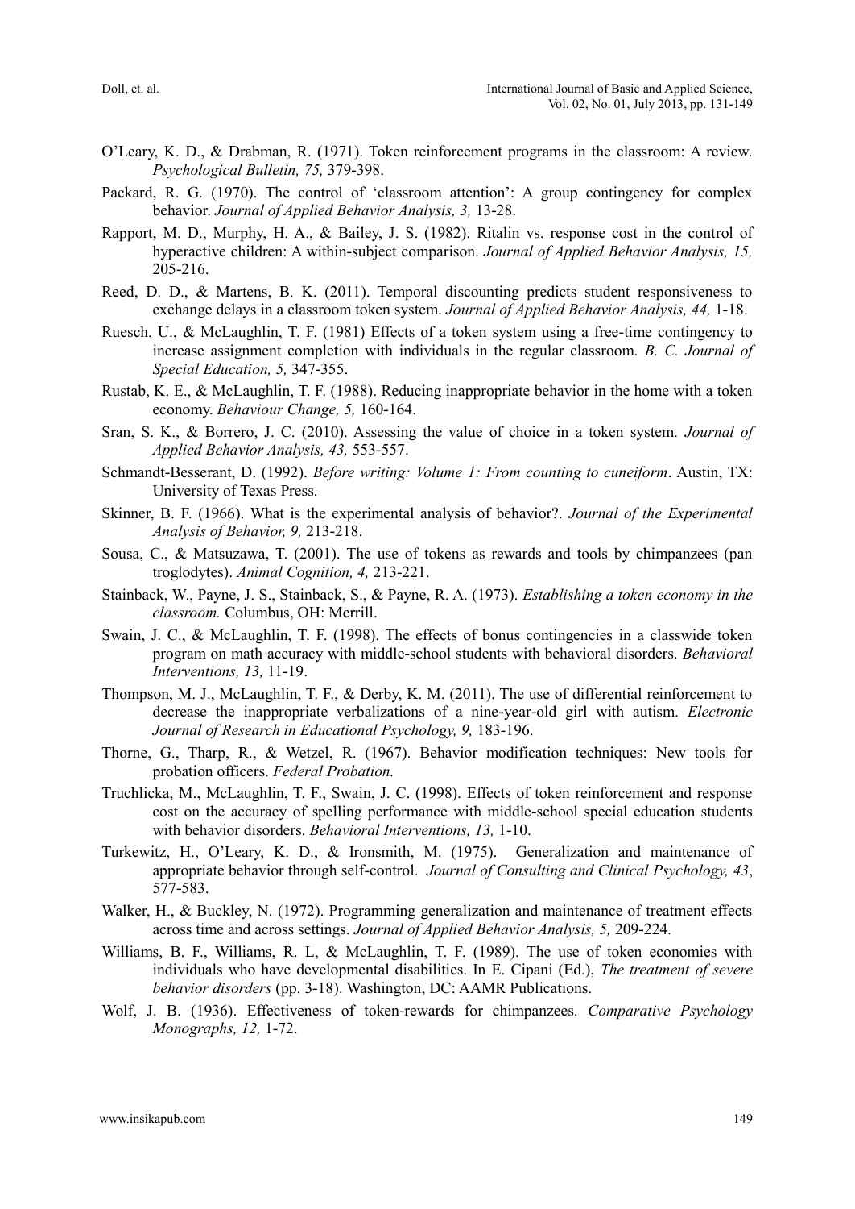O'Leary, K. D., & Drabman, R. (1971). Token reinforcement programs in the classroom: A review. *Psychological Bulletin, 75,* 379-398.

Packard, R. G. (1970). The control of 'classroom attention': A group contingency for complex behavior. *Journal of Applied Behavior Analysis, 3,* 13-28.

Rapport, M. D., Murphy, H. A., & Bailey, J. S. (1982). Ritalin vs. response cost in the control of hyperactive children: A within-subject comparison. *Journal of Applied Behavior Analysis, 15,* 205-216.

Reed, D. D., & Martens, B. K. (2011). Temporal discounting predicts student responsiveness to exchange delays in a classroom token system. *Journal of Applied Behavior Analysis, 44,* 1-18.

Ruesch, U., & McLaughlin, T. F. (1981) Effects of a token system using a free-time contingency to increase assignment completion with individuals in the regular classroom. *B. C. Journal of Special Education, 5,* 347-355.

Rustab, K. E., & McLaughlin, T. F. (1988). Reducing inappropriate behavior in the home with a token economy. *Behaviour Change, 5,* 160-164.

Sran, S. K., & Borrero, J. C. (2010). Assessing the value of choice in a token system. *Journal of Applied Behavior Analysis, 43,* 553-557.

Schmandt-Besserant, D. (1992). *Before writing: Volume 1: From counting to cuneiform*. Austin, TX: University of Texas Press.

Skinner, B. F. (1966). What is the experimental analysis of behavior?. *Journal of the Experimental Analysis of Behavior, 9,* 213-218.

Sousa, C., & Matsuzawa, T. (2001). The use of tokens as rewards and tools by chimpanzees (pan troglodytes). *Animal Cognition, 4,* 213-221.

Stainback, W., Payne, J. S., Stainback, S., & Payne, R. A. (1973). *Establishing a token economy in the classroom.* Columbus, OH: Merrill.

Swain, J. C., & McLaughlin, T. F. (1998). The effects of bonus contingencies in a classwide token program on math accuracy with middle-school students with behavioral disorders. *Behavioral Interventions, 13,* 11-19.

Thompson, M. J., McLaughlin, T. F., & Derby, K. M. (2011). The use of differential reinforcement to decrease the inappropriate verbalizations of a nine-year-old girl with autism. *Electronic Journal of Research in Educational Psychology, 9,* 183-196.

Thorne, G., Tharp, R., & Wetzel, R. (1967). Behavior modification techniques: New tools for probation officers. *Federal Probation.*

Truchlicka, M., McLaughlin, T. F., Swain, J. C. (1998). Effects of token reinforcement and response cost on the accuracy of spelling performance with middle-school special education students with behavior disorders. *Behavioral Interventions, 13,* 1-10.

Turkewitz, H., O'Leary, K. D., & Ironsmith, M. (1975). Generalization and maintenance of appropriate behavior through self-control. *Journal of Consulting and Clinical Psychology, 43*, 577-583.

Walker, H., & Buckley, N. (1972). Programming generalization and maintenance of treatment effects across time and across settings. *Journal of Applied Behavior Analysis, 5,* 209-224.

Williams, B. F., Williams, R. L, & McLaughlin, T. F. (1989). The use of token economies with individuals who have developmental disabilities. In E. Cipani (Ed.), *The treatment of severe behavior disorders* (pp. 3-18). Washington, DC: AAMR Publications.

Wolf, J. B. (1936). Effectiveness of token-rewards for chimpanzees. *Comparative Psychology Monographs, 12,* 1-72.